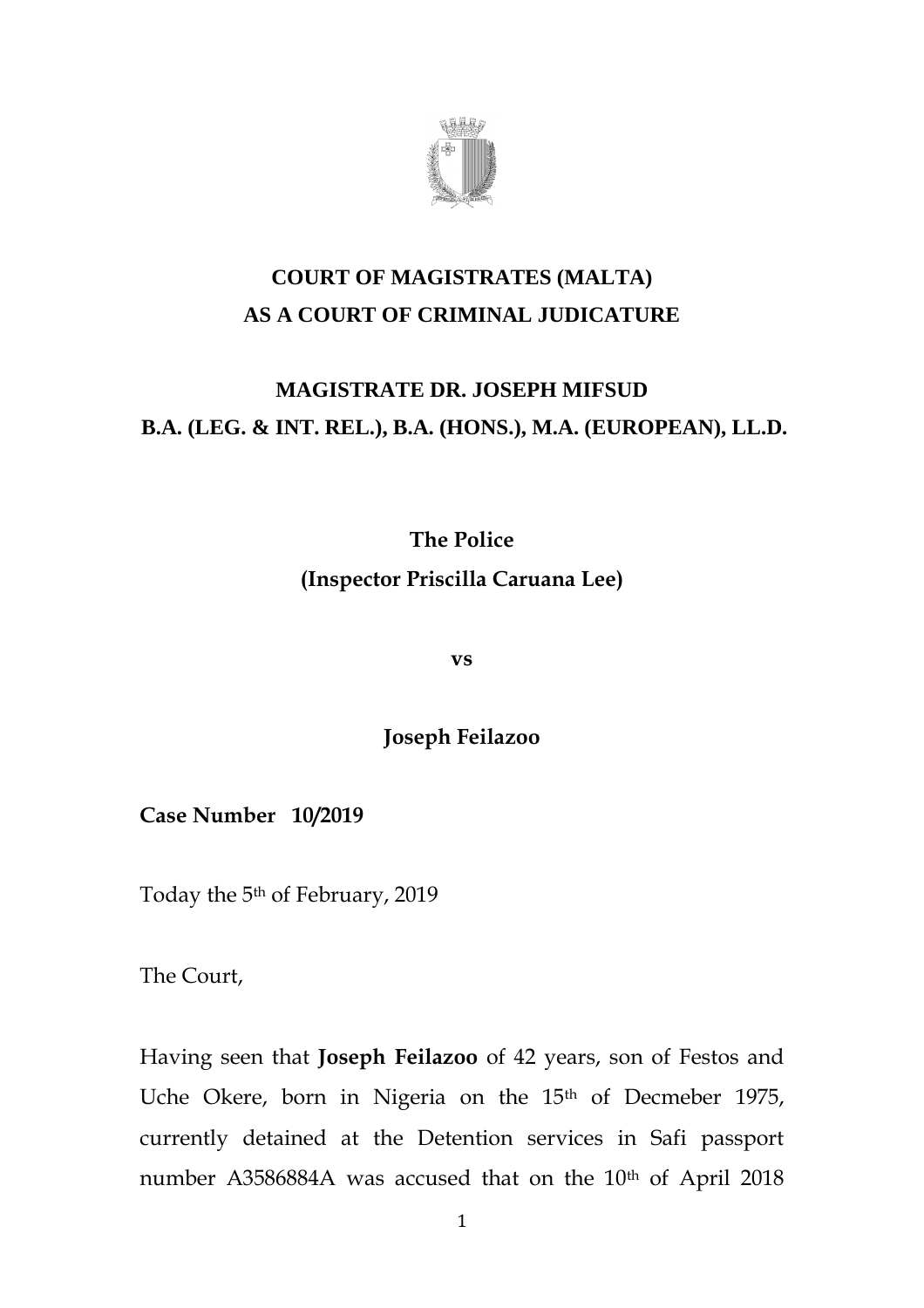**COURT OF MAGISTRATES (MALTA)**
**AS A COURT OF CRIMINAL JUDICATURE**

**MAGISTRATE DR. JOSEPH MIFSUD**
**B.A. (LEG. & INT. REL.), B.A. (HONS.), M.A. (EUROPEAN), LL.D.**

**The Police**
**(Inspector Priscilla Caruana Lee)**

**vs**

**Joseph Feilazoo**

**Case Number 10/2019**

Today the 5th of February, 2019

The Court,

Having seen that **Joseph Feilazoo** of 42 years, son of Festos and Uche Okere, born in Nigeria on the 15th of Decmeber 1975, currently detained at the Detention services in Safi passport number A3586884A was accused that on the 10th of April 2018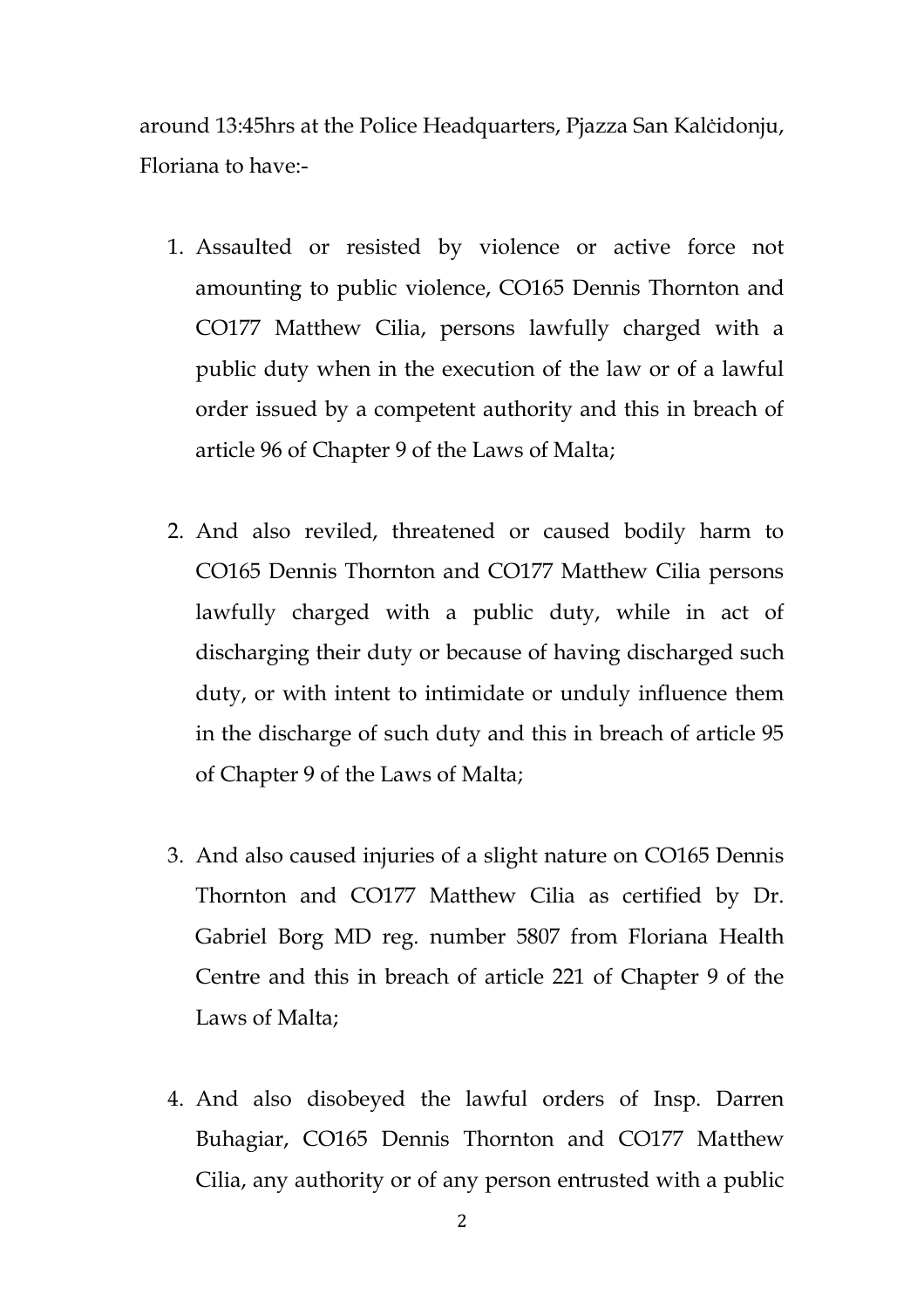around 13:45hrs at the Police Headquarters, Pjazza San Kalċidonju, Floriana to have:-

1. Assaulted or resisted by violence or active force not amounting to public violence, CO165 Dennis Thornton and CO177 Matthew Cilia, persons lawfully charged with a public duty when in the execution of the law or of a lawful order issued by a competent authority and this in breach of article 96 of Chapter 9 of the Laws of Malta;

2. And also reviled, threatened or caused bodily harm to CO165 Dennis Thornton and CO177 Matthew Cilia persons lawfully charged with a public duty, while in act of discharging their duty or because of having discharged such duty, or with intent to intimidate or unduly influence them in the discharge of such duty and this in breach of article 95 of Chapter 9 of the Laws of Malta;

3. And also caused injuries of a slight nature on CO165 Dennis Thornton and CO177 Matthew Cilia as certified by Dr. Gabriel Borg MD reg. number 5807 from Floriana Health Centre and this in breach of article 221 of Chapter 9 of the Laws of Malta;

4. And also disobeyed the lawful orders of Insp. Darren Buhagiar, CO165 Dennis Thornton and CO177 Matthew Cilia, any authority or of any person entrusted with a public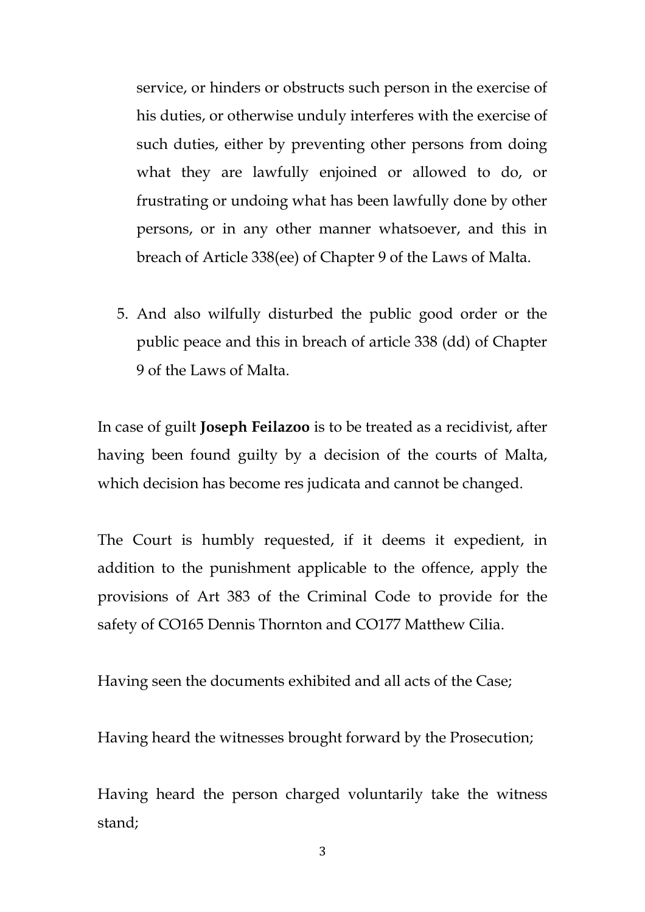service, or hinders or obstructs such person in the exercise of his duties, or otherwise unduly interferes with the exercise of such duties, either by preventing other persons from doing what they are lawfully enjoined or allowed to do, or frustrating or undoing what has been lawfully done by other persons, or in any other manner whatsoever, and this in breach of Article 338(ee) of Chapter 9 of the Laws of Malta.

5. And also wilfully disturbed the public good order or the public peace and this in breach of article 338 (dd) of Chapter 9 of the Laws of Malta.

In case of guilt **Joseph Feilazoo** is to be treated as a recidivist, after having been found guilty by a decision of the courts of Malta, which decision has become res judicata and cannot be changed.

The Court is humbly requested, if it deems it expedient, in addition to the punishment applicable to the offence, apply the provisions of Art 383 of the Criminal Code to provide for the safety of CO165 Dennis Thornton and CO177 Matthew Cilia.

Having seen the documents exhibited and all acts of the Case;

Having heard the witnesses brought forward by the Prosecution;

Having heard the person charged voluntarily take the witness stand;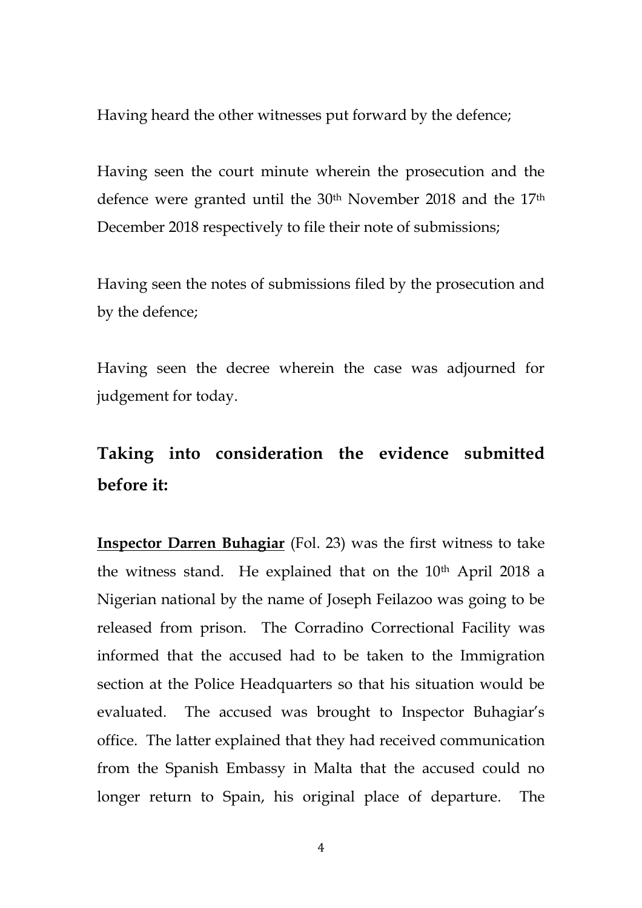Having heard the other witnesses put forward by the defence;

Having seen the court minute wherein the prosecution and the defence were granted until the 30th November 2018 and the 17th December 2018 respectively to file their note of submissions;

Having seen the notes of submissions filed by the prosecution and by the defence;

Having seen the decree wherein the case was adjourned for judgement for today.

## Taking into consideration the evidence submitted before it:

**Inspector Darren Buhagiar** (Fol. 23) was the first witness to take the witness stand. He explained that on the 10th April 2018 a Nigerian national by the name of Joseph Feilazoo was going to be released from prison. The Corradino Correctional Facility was informed that the accused had to be taken to the Immigration section at the Police Headquarters so that his situation would be evaluated. The accused was brought to Inspector Buhagiar's office. The latter explained that they had received communication from the Spanish Embassy in Malta that the accused could no longer return to Spain, his original place of departure. The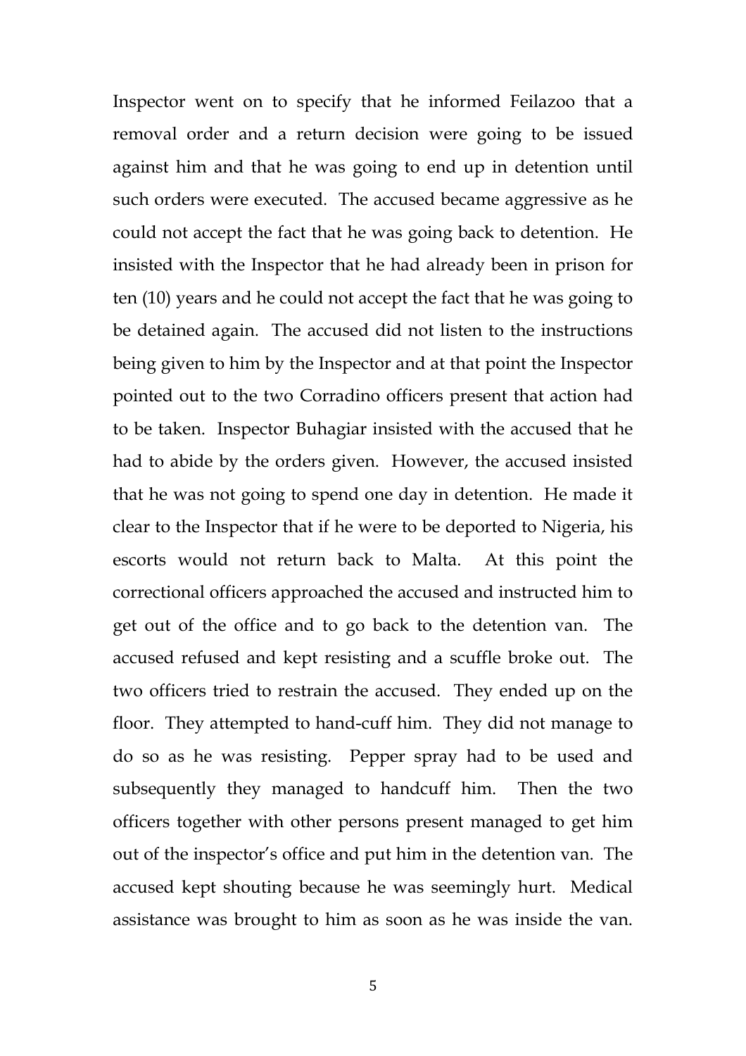Inspector went on to specify that he informed Feilazoo that a removal order and a return decision were going to be issued against him and that he was going to end up in detention until such orders were executed. The accused became aggressive as he could not accept the fact that he was going back to detention. He insisted with the Inspector that he had already been in prison for ten (10) years and he could not accept the fact that he was going to be detained again. The accused did not listen to the instructions being given to him by the Inspector and at that point the Inspector pointed out to the two Corradino officers present that action had to be taken. Inspector Buhagiar insisted with the accused that he had to abide by the orders given. However, the accused insisted that he was not going to spend one day in detention. He made it clear to the Inspector that if he were to be deported to Nigeria, his escorts would not return back to Malta. At this point the correctional officers approached the accused and instructed him to get out of the office and to go back to the detention van. The accused refused and kept resisting and a scuffle broke out. The two officers tried to restrain the accused. They ended up on the floor. They attempted to hand-cuff him. They did not manage to do so as he was resisting. Pepper spray had to be used and subsequently they managed to handcuff him. Then the two officers together with other persons present managed to get him out of the inspector's office and put him in the detention van. The accused kept shouting because he was seemingly hurt. Medical assistance was brought to him as soon as he was inside the van.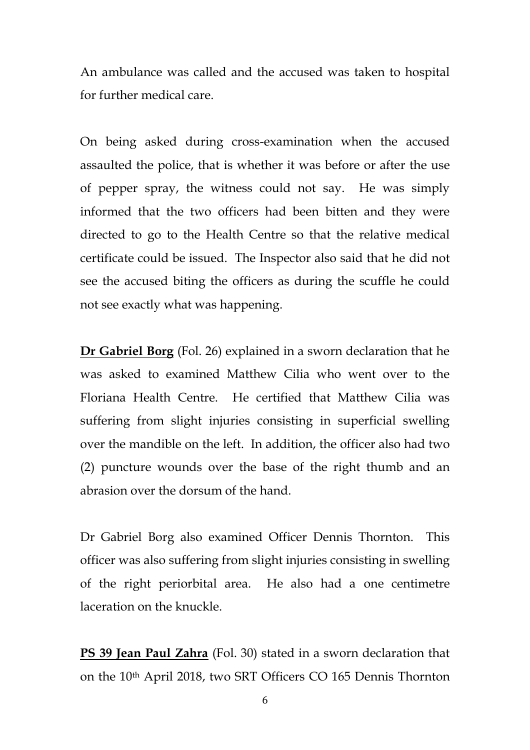An ambulance was called and the accused was taken to hospital for further medical care.

On being asked during cross-examination when the accused assaulted the police, that is whether it was before or after the use of pepper spray, the witness could not say. He was simply informed that the two officers had been bitten and they were directed to go to the Health Centre so that the relative medical certificate could be issued. The Inspector also said that he did not see the accused biting the officers as during the scuffle he could not see exactly what was happening.

**Dr Gabriel Borg** (Fol. 26) explained in a sworn declaration that he was asked to examined Matthew Cilia who went over to the Floriana Health Centre. He certified that Matthew Cilia was suffering from slight injuries consisting in superficial swelling over the mandible on the left. In addition, the officer also had two (2) puncture wounds over the base of the right thumb and an abrasion over the dorsum of the hand.

Dr Gabriel Borg also examined Officer Dennis Thornton. This officer was also suffering from slight injuries consisting in swelling of the right periorbital area. He also had a one centimetre laceration on the knuckle.

**PS 39 Jean Paul Zahra** (Fol. 30) stated in a sworn declaration that on the 10th April 2018, two SRT Officers CO 165 Dennis Thornton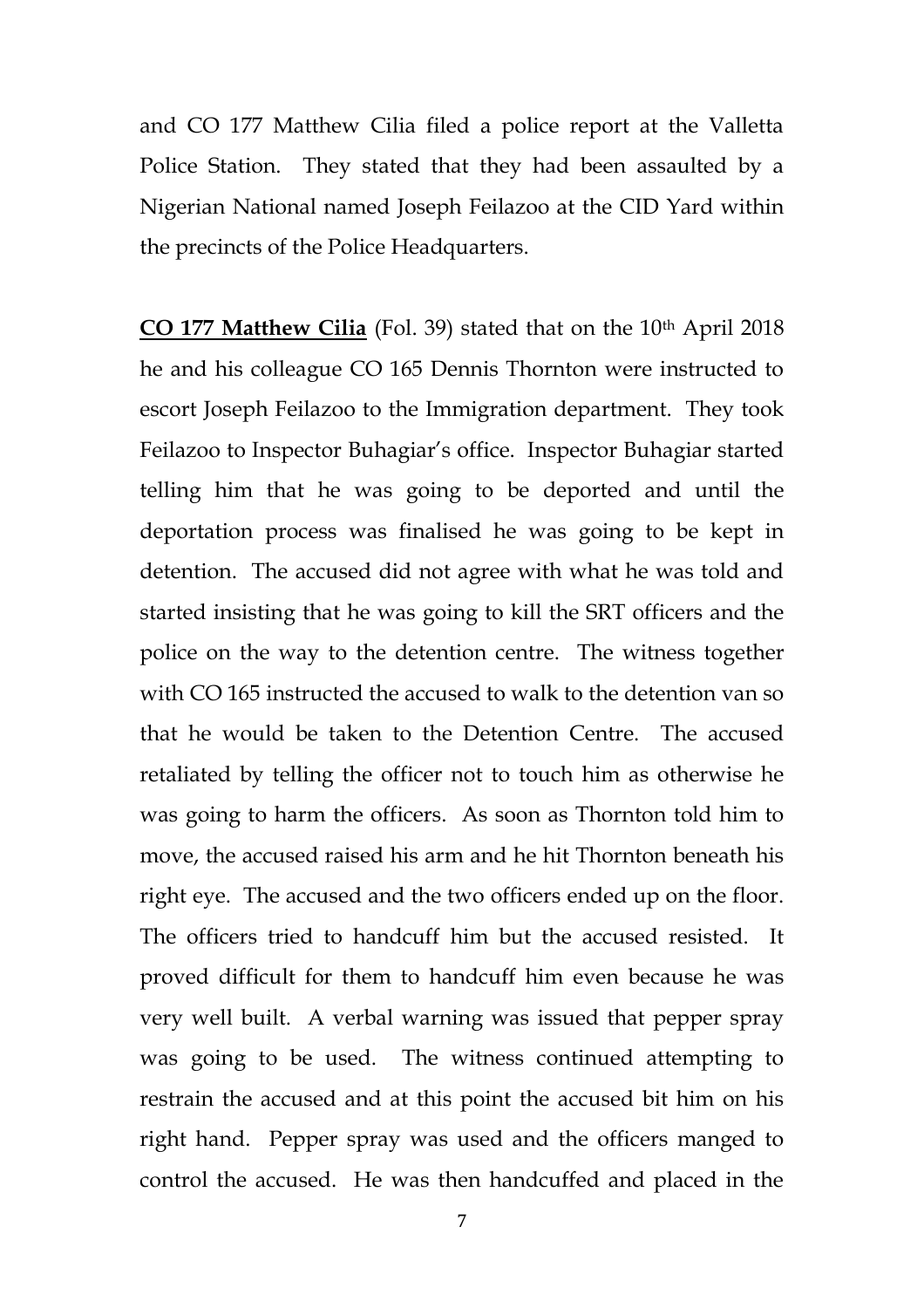and CO 177 Matthew Cilia filed a police report at the Valletta Police Station. They stated that they had been assaulted by a Nigerian National named Joseph Feilazoo at the CID Yard within the precincts of the Police Headquarters.

**CO 177 Matthew Cilia** (Fol. 39) stated that on the 10th April 2018 he and his colleague CO 165 Dennis Thornton were instructed to escort Joseph Feilazoo to the Immigration department. They took Feilazoo to Inspector Buhagiar's office. Inspector Buhagiar started telling him that he was going to be deported and until the deportation process was finalised he was going to be kept in detention. The accused did not agree with what he was told and started insisting that he was going to kill the SRT officers and the police on the way to the detention centre. The witness together with CO 165 instructed the accused to walk to the detention van so that he would be taken to the Detention Centre. The accused retaliated by telling the officer not to touch him as otherwise he was going to harm the officers. As soon as Thornton told him to move, the accused raised his arm and he hit Thornton beneath his right eye. The accused and the two officers ended up on the floor. The officers tried to handcuff him but the accused resisted. It proved difficult for them to handcuff him even because he was very well built. A verbal warning was issued that pepper spray was going to be used. The witness continued attempting to restrain the accused and at this point the accused bit him on his right hand. Pepper spray was used and the officers manged to control the accused. He was then handcuffed and placed in the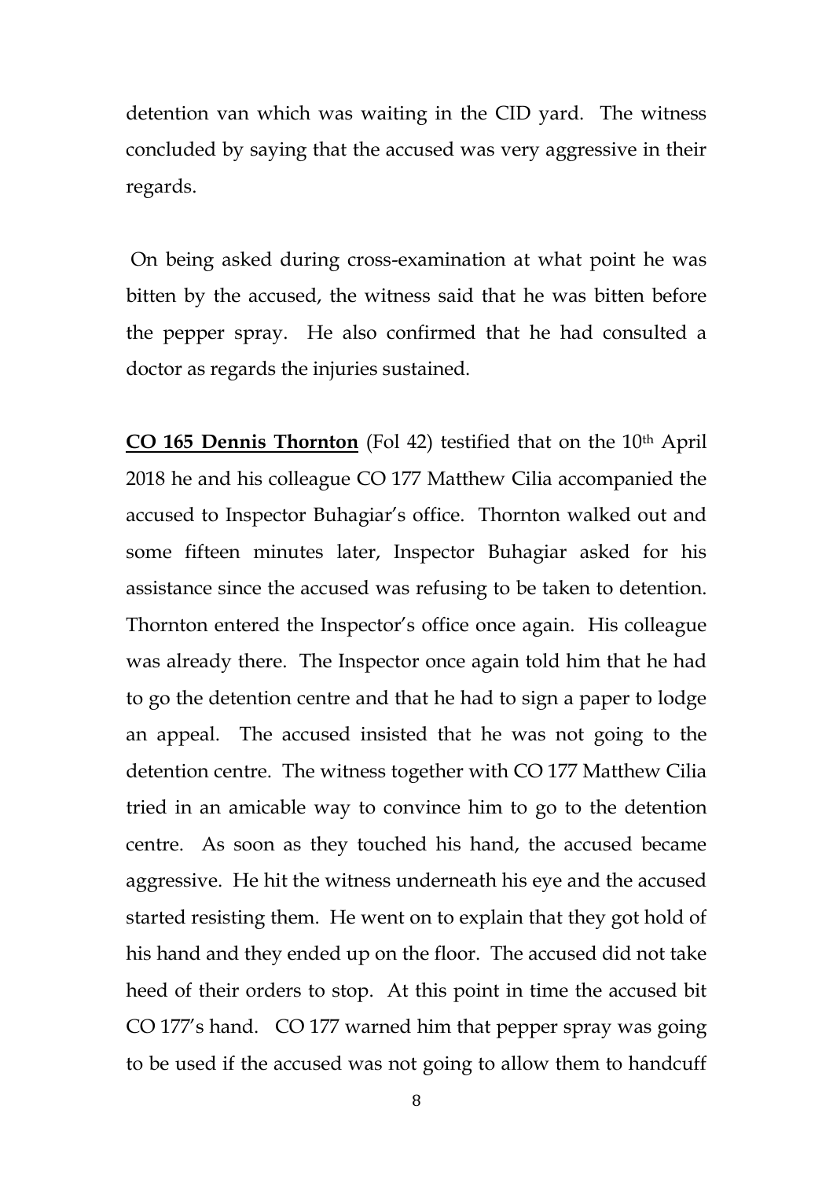detention van which was waiting in the CID yard. The witness concluded by saying that the accused was very aggressive in their regards.

On being asked during cross-examination at what point he was bitten by the accused, the witness said that he was bitten before the pepper spray. He also confirmed that he had consulted a doctor as regards the injuries sustained.

**CO 165 Dennis Thornton** (Fol 42) testified that on the 10th April 2018 he and his colleague CO 177 Matthew Cilia accompanied the accused to Inspector Buhagiar's office. Thornton walked out and some fifteen minutes later, Inspector Buhagiar asked for his assistance since the accused was refusing to be taken to detention. Thornton entered the Inspector's office once again. His colleague was already there. The Inspector once again told him that he had to go the detention centre and that he had to sign a paper to lodge an appeal. The accused insisted that he was not going to the detention centre. The witness together with CO 177 Matthew Cilia tried in an amicable way to convince him to go to the detention centre. As soon as they touched his hand, the accused became aggressive. He hit the witness underneath his eye and the accused started resisting them. He went on to explain that they got hold of his hand and they ended up on the floor. The accused did not take heed of their orders to stop. At this point in time the accused bit CO 177's hand. CO 177 warned him that pepper spray was going to be used if the accused was not going to allow them to handcuff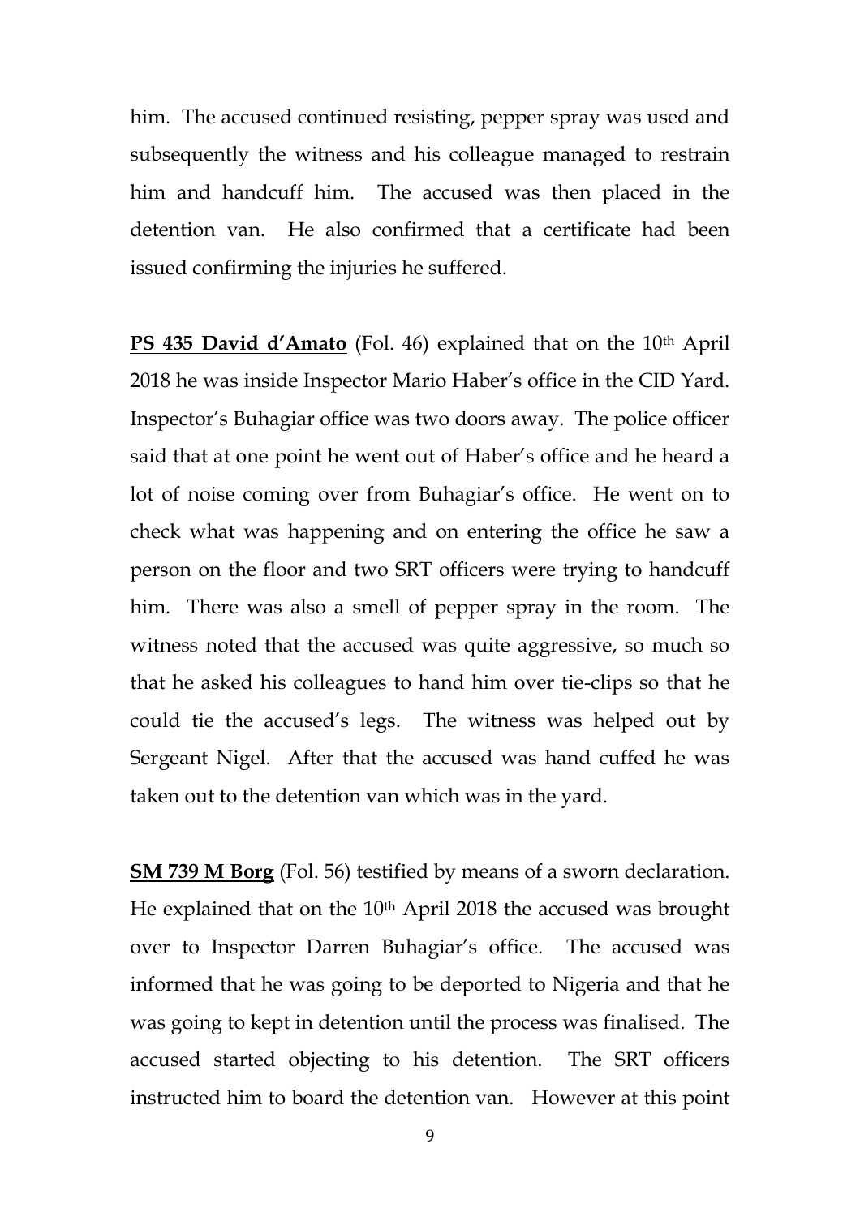him. The accused continued resisting, pepper spray was used and subsequently the witness and his colleague managed to restrain him and handcuff him. The accused was then placed in the detention van. He also confirmed that a certificate had been issued confirming the injuries he suffered.

**PS 435 David d'Amato** (Fol. 46) explained that on the 10th April 2018 he was inside Inspector Mario Haber's office in the CID Yard. Inspector's Buhagiar office was two doors away. The police officer said that at one point he went out of Haber's office and he heard a lot of noise coming over from Buhagiar's office. He went on to check what was happening and on entering the office he saw a person on the floor and two SRT officers were trying to handcuff him. There was also a smell of pepper spray in the room. The witness noted that the accused was quite aggressive, so much so that he asked his colleagues to hand him over tie-clips so that he could tie the accused's legs. The witness was helped out by Sergeant Nigel. After that the accused was hand cuffed he was taken out to the detention van which was in the yard.

**SM 739 M Borg** (Fol. 56) testified by means of a sworn declaration. He explained that on the 10th April 2018 the accused was brought over to Inspector Darren Buhagiar's office. The accused was informed that he was going to be deported to Nigeria and that he was going to kept in detention until the process was finalised. The accused started objecting to his detention. The SRT officers instructed him to board the detention van. However at this point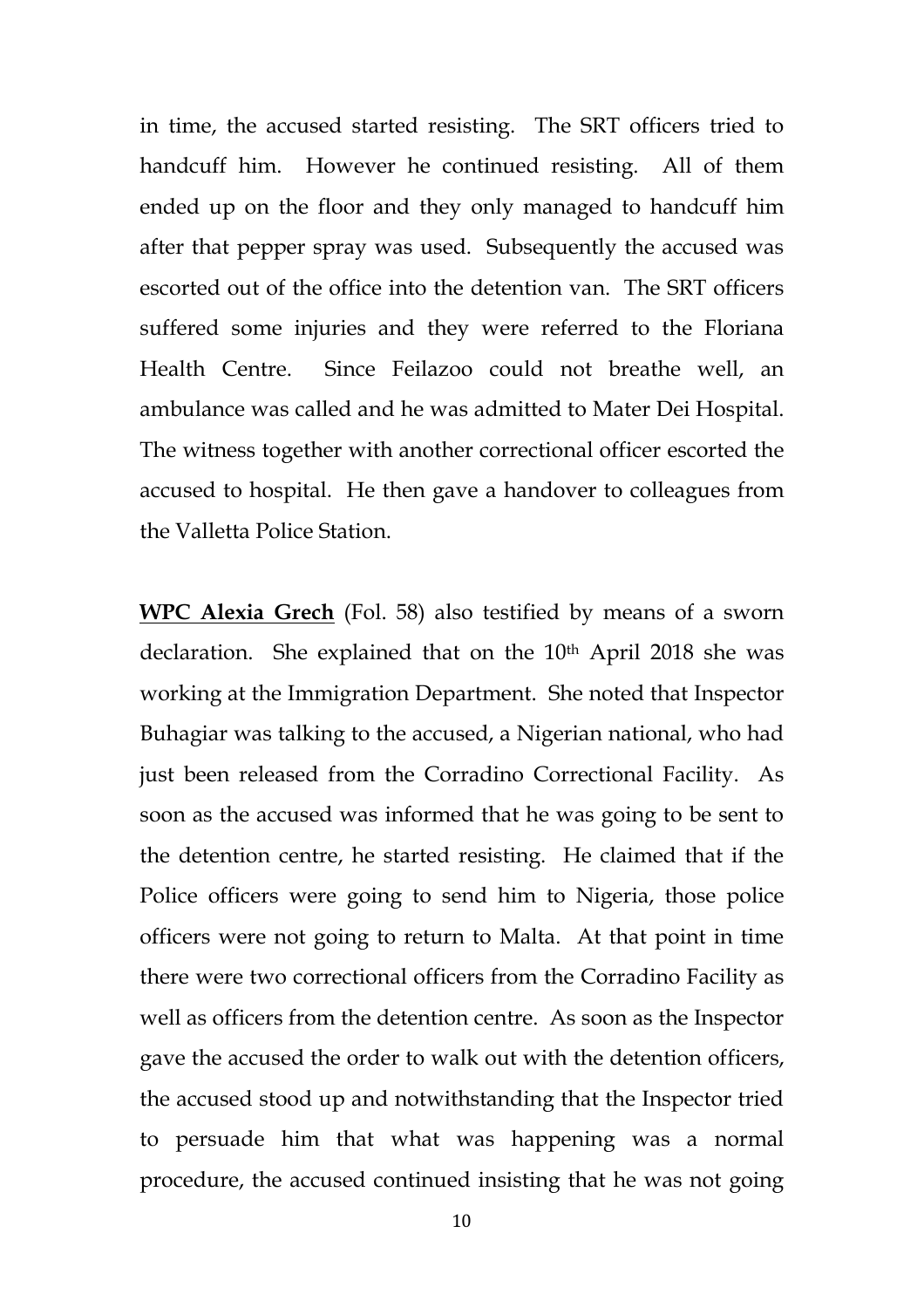in time, the accused started resisting. The SRT officers tried to handcuff him. However he continued resisting. All of them ended up on the floor and they only managed to handcuff him after that pepper spray was used. Subsequently the accused was escorted out of the office into the detention van. The SRT officers suffered some injuries and they were referred to the Floriana Health Centre. Since Feilazoo could not breathe well, an ambulance was called and he was admitted to Mater Dei Hospital. The witness together with another correctional officer escorted the accused to hospital. He then gave a handover to colleagues from the Valletta Police Station.

**WPC Alexia Grech** (Fol. 58) also testified by means of a sworn declaration. She explained that on the 10th April 2018 she was working at the Immigration Department. She noted that Inspector Buhagiar was talking to the accused, a Nigerian national, who had just been released from the Corradino Correctional Facility. As soon as the accused was informed that he was going to be sent to the detention centre, he started resisting. He claimed that if the Police officers were going to send him to Nigeria, those police officers were not going to return to Malta. At that point in time there were two correctional officers from the Corradino Facility as well as officers from the detention centre. As soon as the Inspector gave the accused the order to walk out with the detention officers, the accused stood up and notwithstanding that the Inspector tried to persuade him that what was happening was a normal procedure, the accused continued insisting that he was not going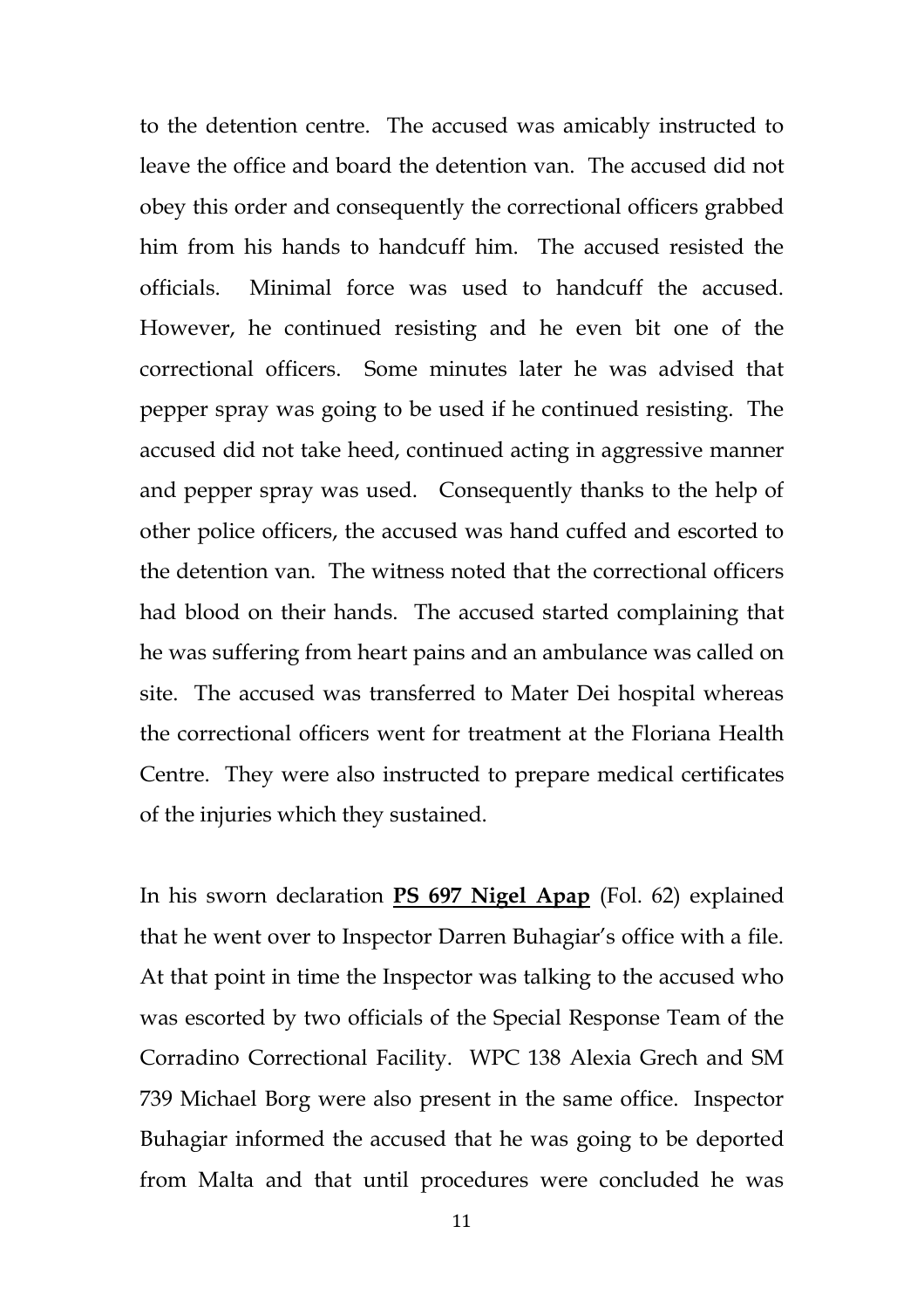to the detention centre. The accused was amicably instructed to leave the office and board the detention van. The accused did not obey this order and consequently the correctional officers grabbed him from his hands to handcuff him. The accused resisted the officials. Minimal force was used to handcuff the accused. However, he continued resisting and he even bit one of the correctional officers. Some minutes later he was advised that pepper spray was going to be used if he continued resisting. The accused did not take heed, continued acting in aggressive manner and pepper spray was used. Consequently thanks to the help of other police officers, the accused was hand cuffed and escorted to the detention van. The witness noted that the correctional officers had blood on their hands. The accused started complaining that he was suffering from heart pains and an ambulance was called on site. The accused was transferred to Mater Dei hospital whereas the correctional officers went for treatment at the Floriana Health Centre. They were also instructed to prepare medical certificates of the injuries which they sustained.

In his sworn declaration **PS 697 Nigel Apap** (Fol. 62) explained that he went over to Inspector Darren Buhagiar's office with a file. At that point in time the Inspector was talking to the accused who was escorted by two officials of the Special Response Team of the Corradino Correctional Facility. WPC 138 Alexia Grech and SM 739 Michael Borg were also present in the same office. Inspector Buhagiar informed the accused that he was going to be deported from Malta and that until procedures were concluded he was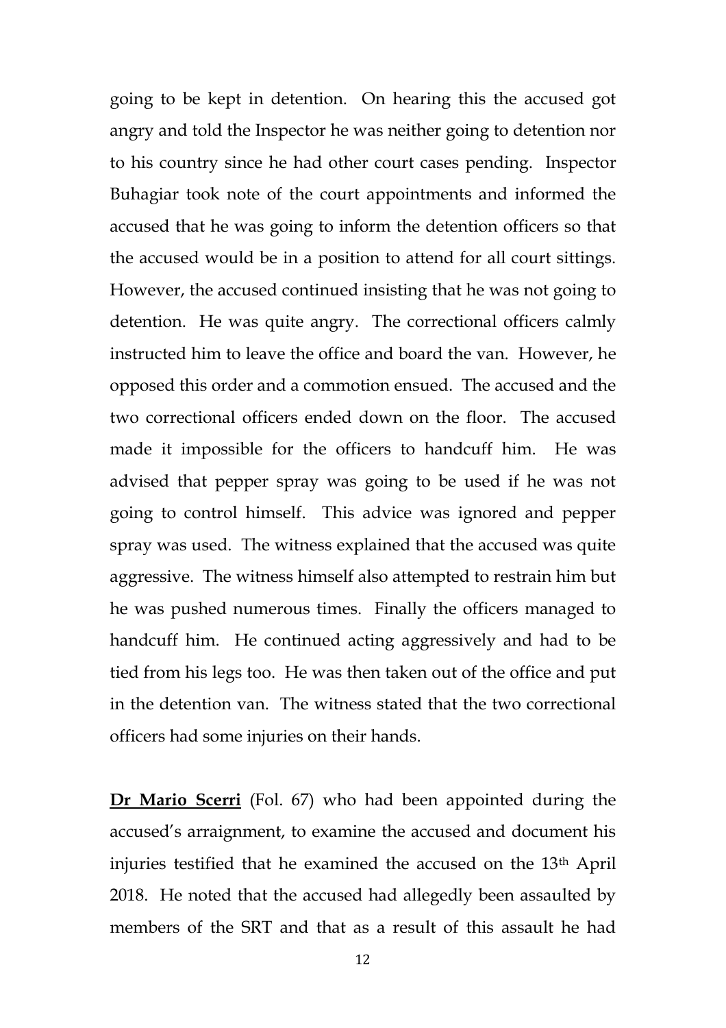going to be kept in detention. On hearing this the accused got angry and told the Inspector he was neither going to detention nor to his country since he had other court cases pending. Inspector Buhagiar took note of the court appointments and informed the accused that he was going to inform the detention officers so that the accused would be in a position to attend for all court sittings. However, the accused continued insisting that he was not going to detention. He was quite angry. The correctional officers calmly instructed him to leave the office and board the van. However, he opposed this order and a commotion ensued. The accused and the two correctional officers ended down on the floor. The accused made it impossible for the officers to handcuff him. He was advised that pepper spray was going to be used if he was not going to control himself. This advice was ignored and pepper spray was used. The witness explained that the accused was quite aggressive. The witness himself also attempted to restrain him but he was pushed numerous times. Finally the officers managed to handcuff him. He continued acting aggressively and had to be tied from his legs too. He was then taken out of the office and put in the detention van. The witness stated that the two correctional officers had some injuries on their hands.

**Dr Mario Scerri** (Fol. 67) who had been appointed during the accused's arraignment, to examine the accused and document his injuries testified that he examined the accused on the 13th April 2018. He noted that the accused had allegedly been assaulted by members of the SRT and that as a result of this assault he had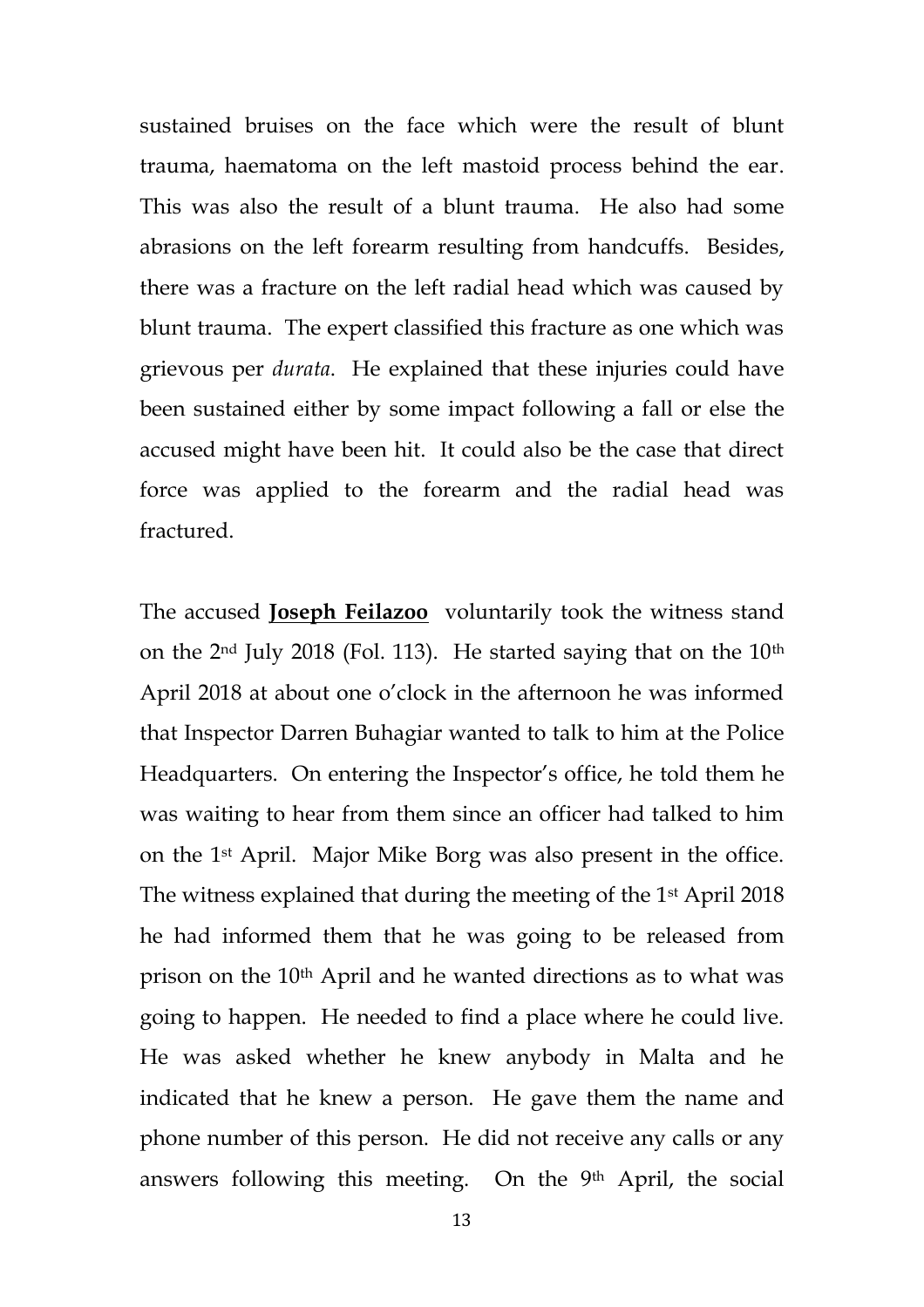sustained bruises on the face which were the result of blunt trauma, haematoma on the left mastoid process behind the ear. This was also the result of a blunt trauma. He also had some abrasions on the left forearm resulting from handcuffs. Besides, there was a fracture on the left radial head which was caused by blunt trauma. The expert classified this fracture as one which was grievous per *durata*. He explained that these injuries could have been sustained either by some impact following a fall or else the accused might have been hit. It could also be the case that direct force was applied to the forearm and the radial head was fractured.

The accused **<u>Joseph Feilazoo</u>** voluntarily took the witness stand on the 2nd July 2018 (Fol. 113). He started saying that on the 10th April 2018 at about one o'clock in the afternoon he was informed that Inspector Darren Buhagiar wanted to talk to him at the Police Headquarters. On entering the Inspector's office, he told them he was waiting to hear from them since an officer had talked to him on the 1st April. Major Mike Borg was also present in the office. The witness explained that during the meeting of the 1st April 2018 he had informed them that he was going to be released from prison on the 10th April and he wanted directions as to what was going to happen. He needed to find a place where he could live. He was asked whether he knew anybody in Malta and he indicated that he knew a person. He gave them the name and phone number of this person. He did not receive any calls or any answers following this meeting. On the 9th April, the social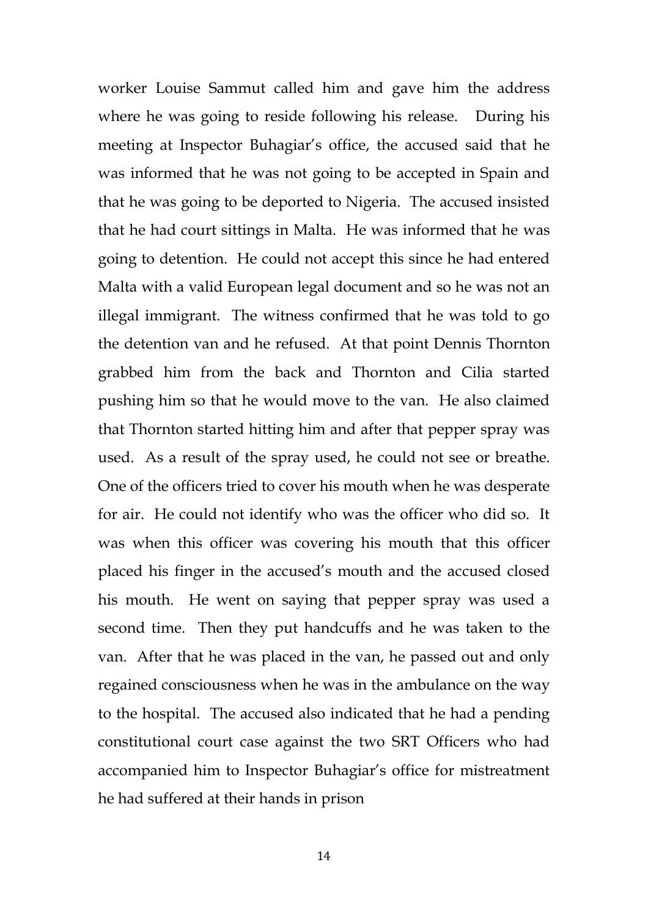worker Louise Sammut called him and gave him the address where he was going to reside following his release. During his meeting at Inspector Buhagiar's office, the accused said that he was informed that he was not going to be accepted in Spain and that he was going to be deported to Nigeria. The accused insisted that he had court sittings in Malta. He was informed that he was going to detention. He could not accept this since he had entered Malta with a valid European legal document and so he was not an illegal immigrant. The witness confirmed that he was told to go the detention van and he refused. At that point Dennis Thornton grabbed him from the back and Thornton and Cilia started pushing him so that he would move to the van. He also claimed that Thornton started hitting him and after that pepper spray was used. As a result of the spray used, he could not see or breathe. One of the officers tried to cover his mouth when he was desperate for air. He could not identify who was the officer who did so. It was when this officer was covering his mouth that this officer placed his finger in the accused's mouth and the accused closed his mouth. He went on saying that pepper spray was used a second time. Then they put handcuffs and he was taken to the van. After that he was placed in the van, he passed out and only regained consciousness when he was in the ambulance on the way to the hospital. The accused also indicated that he had a pending constitutional court case against the two SRT Officers who had accompanied him to Inspector Buhagiar's office for mistreatment he had suffered at their hands in prison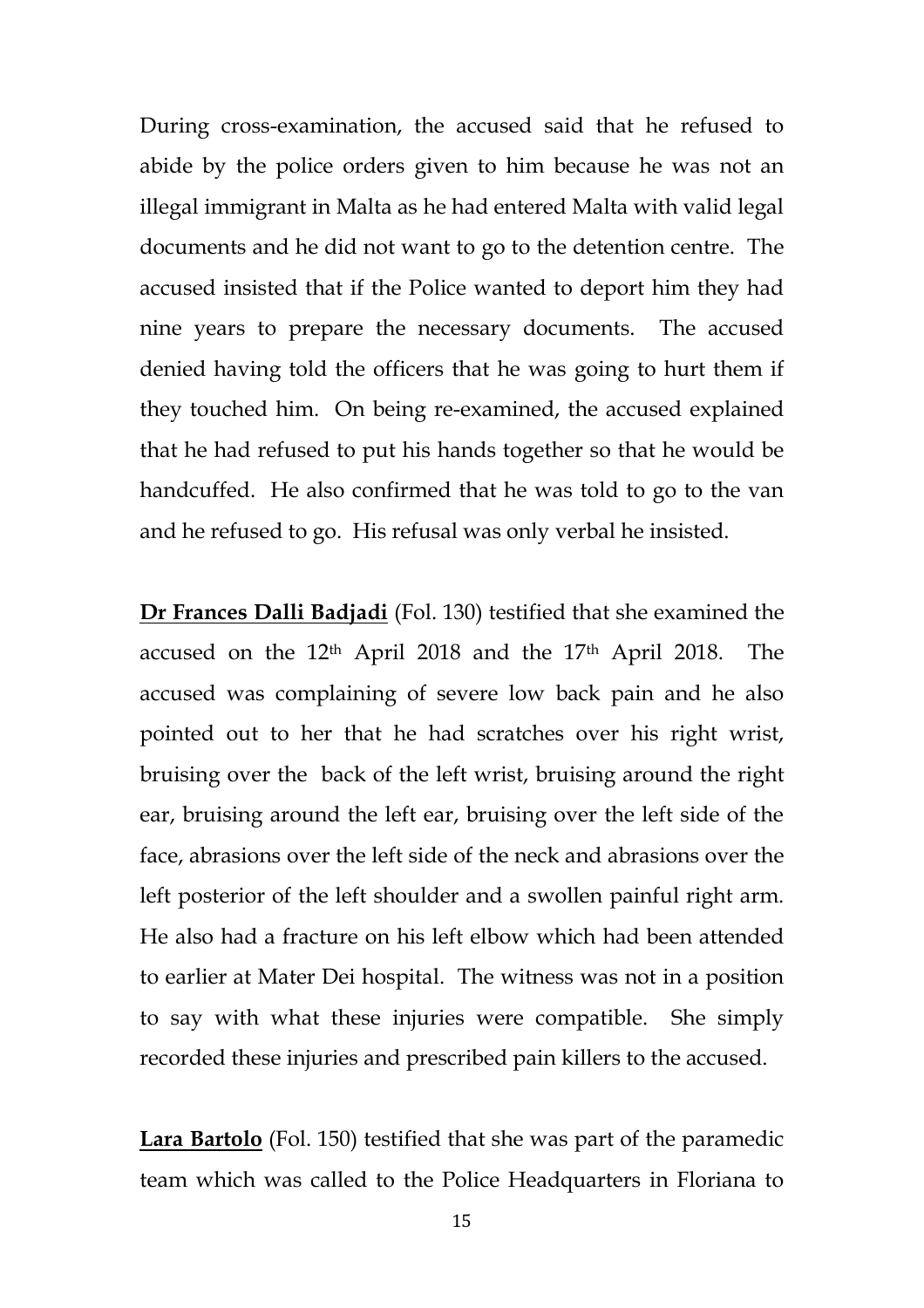During cross-examination, the accused said that he refused to abide by the police orders given to him because he was not an illegal immigrant in Malta as he had entered Malta with valid legal documents and he did not want to go to the detention centre. The accused insisted that if the Police wanted to deport him they had nine years to prepare the necessary documents. The accused denied having told the officers that he was going to hurt them if they touched him. On being re-examined, the accused explained that he had refused to put his hands together so that he would be handcuffed. He also confirmed that he was told to go to the van and he refused to go. His refusal was only verbal he insisted.

**Dr Frances Dalli Badjadi** (Fol. 130) testified that she examined the accused on the 12th April 2018 and the 17th April 2018. The accused was complaining of severe low back pain and he also pointed out to her that he had scratches over his right wrist, bruising over the back of the left wrist, bruising around the right ear, bruising around the left ear, bruising over the left side of the face, abrasions over the left side of the neck and abrasions over the left posterior of the left shoulder and a swollen painful right arm. He also had a fracture on his left elbow which had been attended to earlier at Mater Dei hospital. The witness was not in a position to say with what these injuries were compatible. She simply recorded these injuries and prescribed pain killers to the accused.

**Lara Bartolo** (Fol. 150) testified that she was part of the paramedic team which was called to the Police Headquarters in Floriana to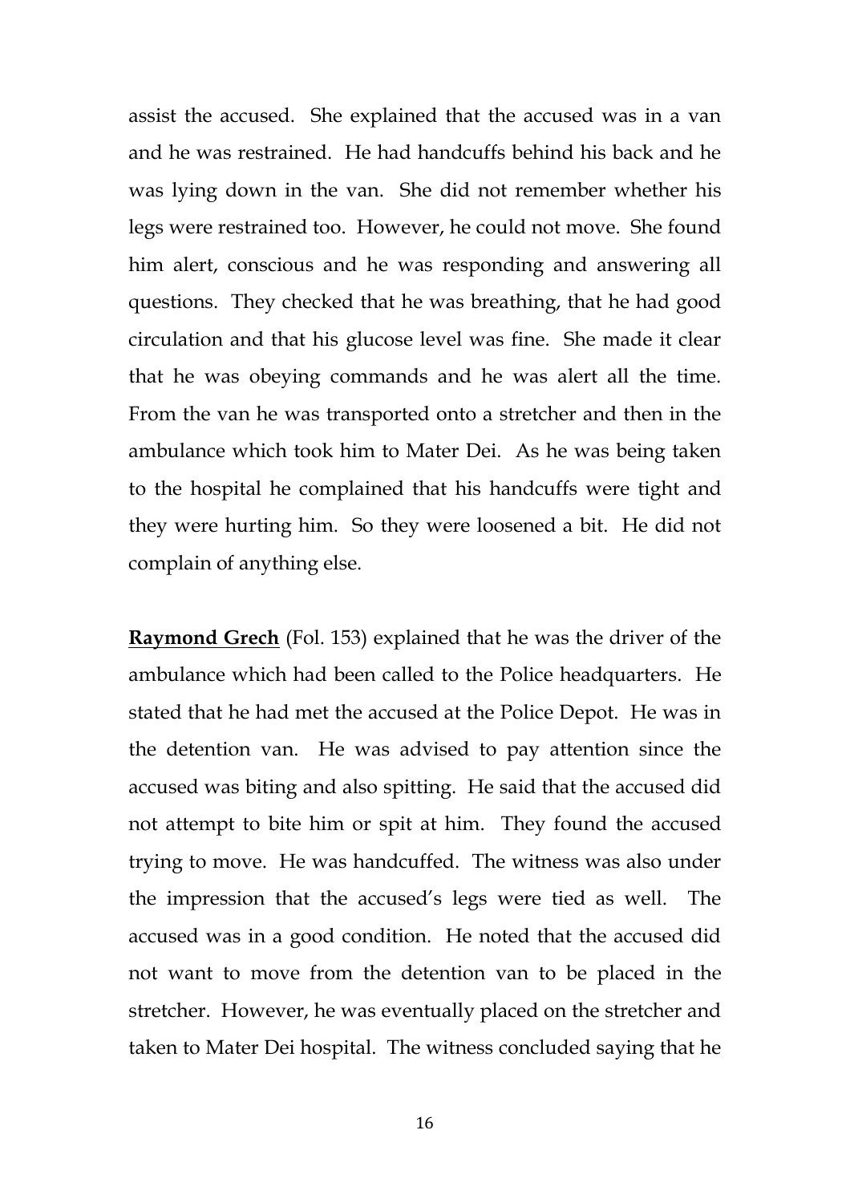assist the accused. She explained that the accused was in a van and he was restrained. He had handcuffs behind his back and he was lying down in the van. She did not remember whether his legs were restrained too. However, he could not move. She found him alert, conscious and he was responding and answering all questions. They checked that he was breathing, that he had good circulation and that his glucose level was fine. She made it clear that he was obeying commands and he was alert all the time. From the van he was transported onto a stretcher and then in the ambulance which took him to Mater Dei. As he was being taken to the hospital he complained that his handcuffs were tight and they were hurting him. So they were loosened a bit. He did not complain of anything else.

**Raymond Grech** (Fol. 153) explained that he was the driver of the ambulance which had been called to the Police headquarters. He stated that he had met the accused at the Police Depot. He was in the detention van. He was advised to pay attention since the accused was biting and also spitting. He said that the accused did not attempt to bite him or spit at him. They found the accused trying to move. He was handcuffed. The witness was also under the impression that the accused's legs were tied as well. The accused was in a good condition. He noted that the accused did not want to move from the detention van to be placed in the stretcher. However, he was eventually placed on the stretcher and taken to Mater Dei hospital. The witness concluded saying that he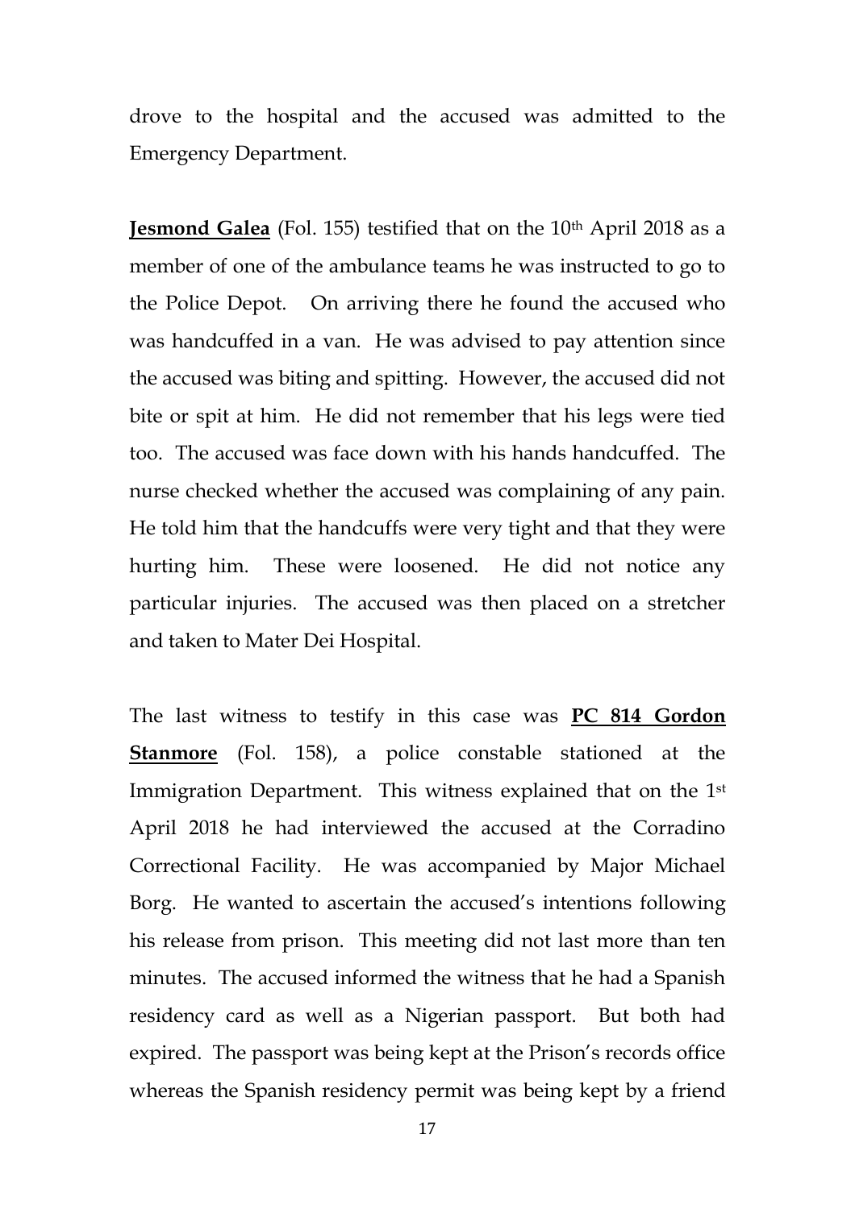drove to the hospital and the accused was admitted to the Emergency Department.

**Jesmond Galea** (Fol. 155) testified that on the 10th April 2018 as a member of one of the ambulance teams he was instructed to go to the Police Depot. On arriving there he found the accused who was handcuffed in a van. He was advised to pay attention since the accused was biting and spitting. However, the accused did not bite or spit at him. He did not remember that his legs were tied too. The accused was face down with his hands handcuffed. The nurse checked whether the accused was complaining of any pain. He told him that the handcuffs were very tight and that they were hurting him. These were loosened. He did not notice any particular injuries. The accused was then placed on a stretcher and taken to Mater Dei Hospital.

The last witness to testify in this case was **PC 814 Gordon Stanmore** (Fol. 158), a police constable stationed at the Immigration Department. This witness explained that on the 1st April 2018 he had interviewed the accused at the Corradino Correctional Facility. He was accompanied by Major Michael Borg. He wanted to ascertain the accused's intentions following his release from prison. This meeting did not last more than ten minutes. The accused informed the witness that he had a Spanish residency card as well as a Nigerian passport. But both had expired. The passport was being kept at the Prison's records office whereas the Spanish residency permit was being kept by a friend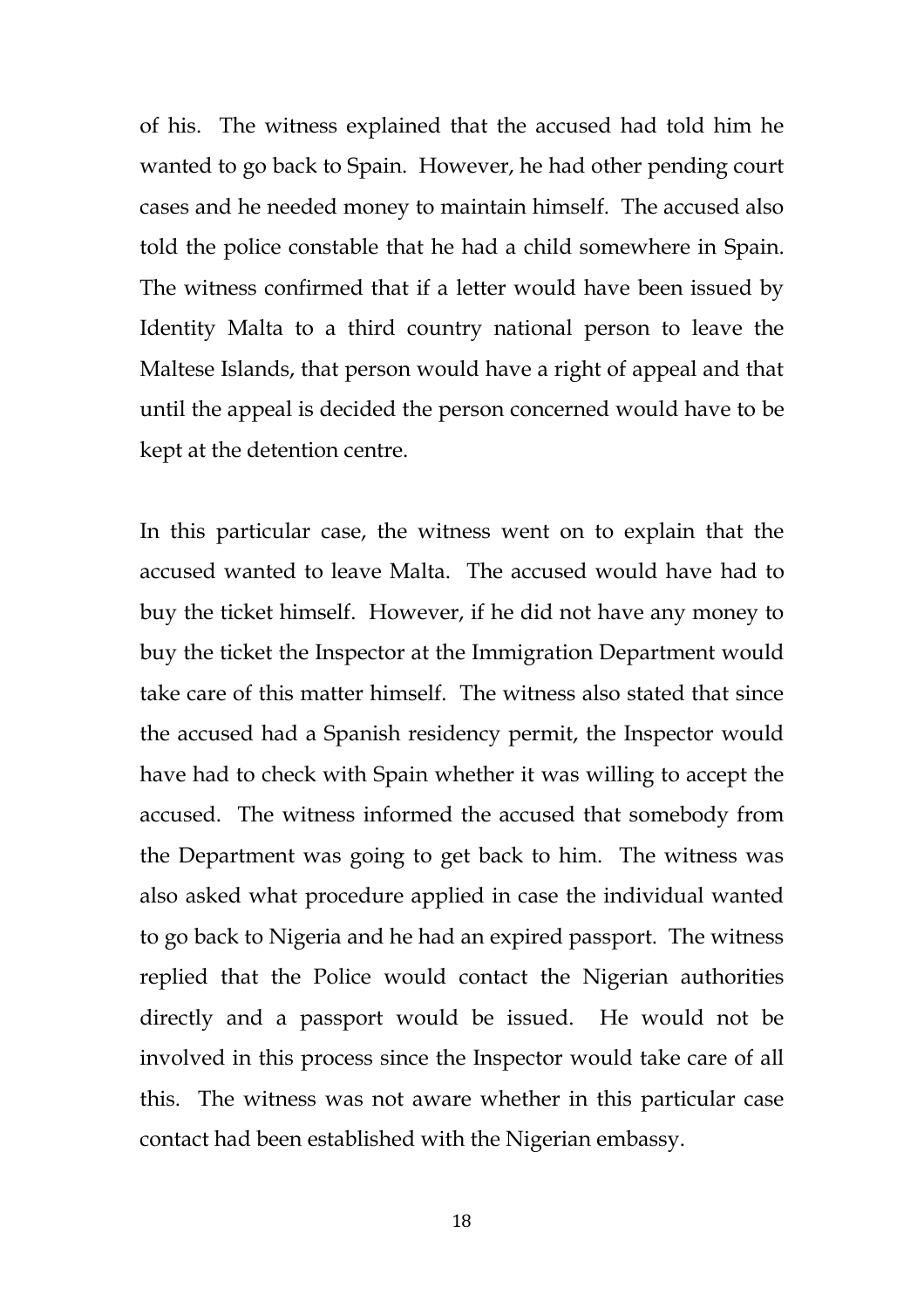of his. The witness explained that the accused had told him he wanted to go back to Spain. However, he had other pending court cases and he needed money to maintain himself. The accused also told the police constable that he had a child somewhere in Spain. The witness confirmed that if a letter would have been issued by Identity Malta to a third country national person to leave the Maltese Islands, that person would have a right of appeal and that until the appeal is decided the person concerned would have to be kept at the detention centre.

In this particular case, the witness went on to explain that the accused wanted to leave Malta. The accused would have had to buy the ticket himself. However, if he did not have any money to buy the ticket the Inspector at the Immigration Department would take care of this matter himself. The witness also stated that since the accused had a Spanish residency permit, the Inspector would have had to check with Spain whether it was willing to accept the accused. The witness informed the accused that somebody from the Department was going to get back to him. The witness was also asked what procedure applied in case the individual wanted to go back to Nigeria and he had an expired passport. The witness replied that the Police would contact the Nigerian authorities directly and a passport would be issued. He would not be involved in this process since the Inspector would take care of all this. The witness was not aware whether in this particular case contact had been established with the Nigerian embassy.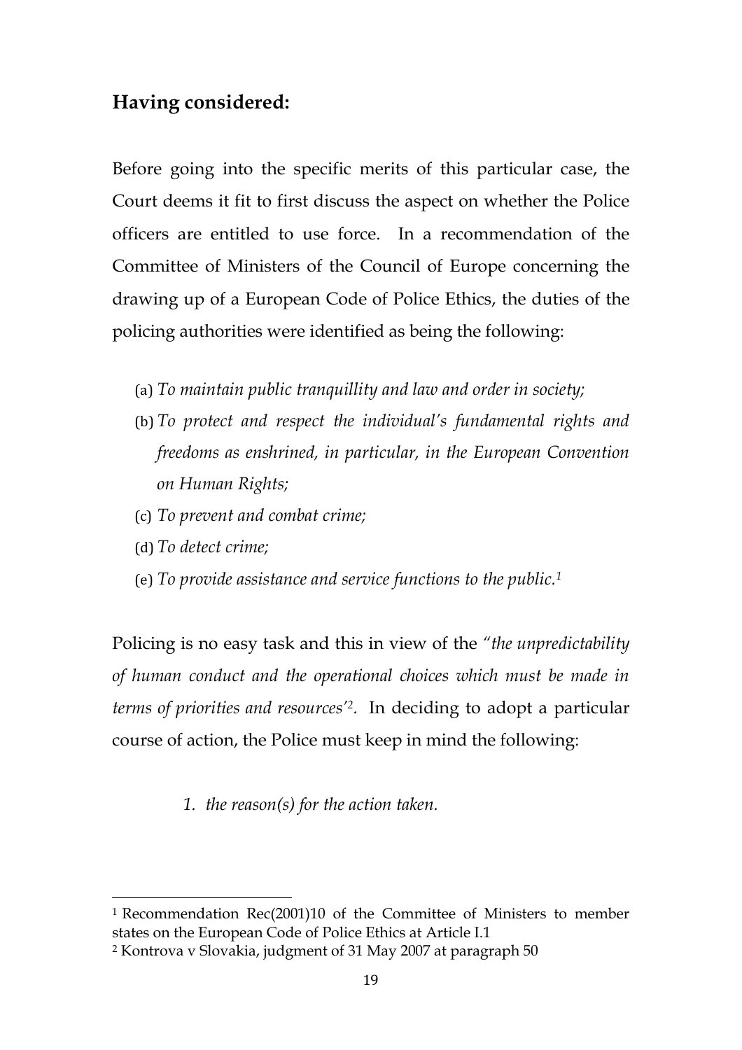## Having considered:

Before going into the specific merits of this particular case, the Court deems it fit to first discuss the aspect on whether the Police officers are entitled to use force. In a recommendation of the Committee of Ministers of the Council of Europe concerning the drawing up of a European Code of Police Ethics, the duties of the policing authorities were identified as being the following:

(a) *To maintain public tranquillity and law and order in society;*

(b) *To protect and respect the individual's fundamental rights and freedoms as enshrined, in particular, in the European Convention on Human Rights;*

(c) *To prevent and combat crime;*

(d) *To detect crime;*

(e) *To provide assistance and service functions to the public.*[1]

Policing is no easy task and this in view of the *"the unpredictability of human conduct and the operational choices which must be made in terms of priorities and resources'*[2]. In deciding to adopt a particular course of action, the Police must keep in mind the following:

1. *the reason(s) for the action taken.*

---

[1] Recommendation Rec(2001)10 of the Committee of Ministers to member states on the European Code of Police Ethics at Article I.1

[2] Kontrova v Slovakia, judgment of 31 May 2007 at paragraph 50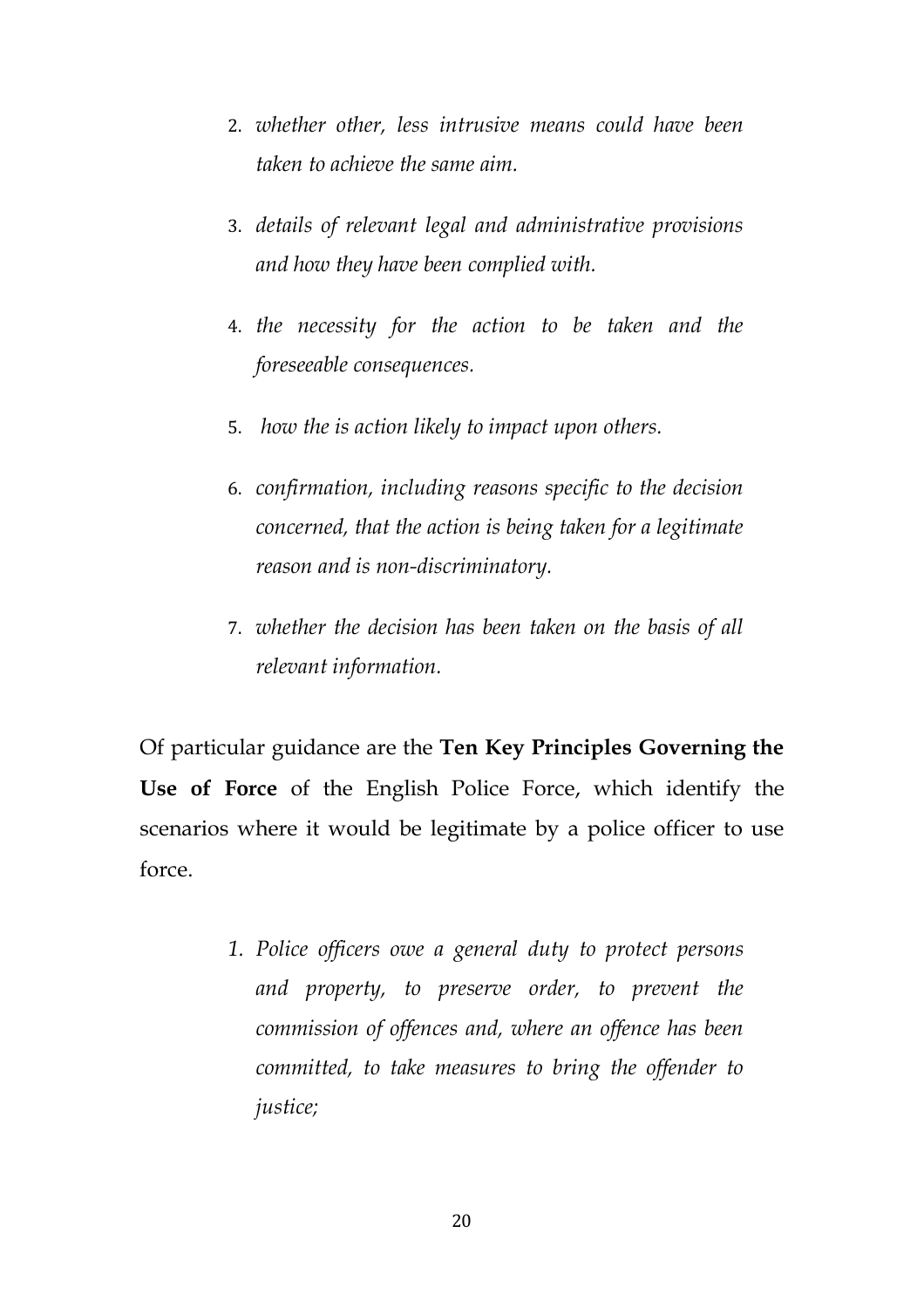2. *whether other, less intrusive means could have been taken to achieve the same aim.*

3. *details of relevant legal and administrative provisions and how they have been complied with.*

4. *the necessity for the action to be taken and the foreseeable consequences.*

5. *how the is action likely to impact upon others.*

6. *confirmation, including reasons specific to the decision concerned, that the action is being taken for a legitimate reason and is non-discriminatory.*

7. *whether the decision has been taken on the basis of all relevant information.*

Of particular guidance are the **Ten Key Principles Governing the Use of Force** of the English Police Force, which identify the scenarios where it would be legitimate by a police officer to use force.

1. *Police officers owe a general duty to protect persons and property, to preserve order, to prevent the commission of offences and, where an offence has been committed, to take measures to bring the offender to justice;*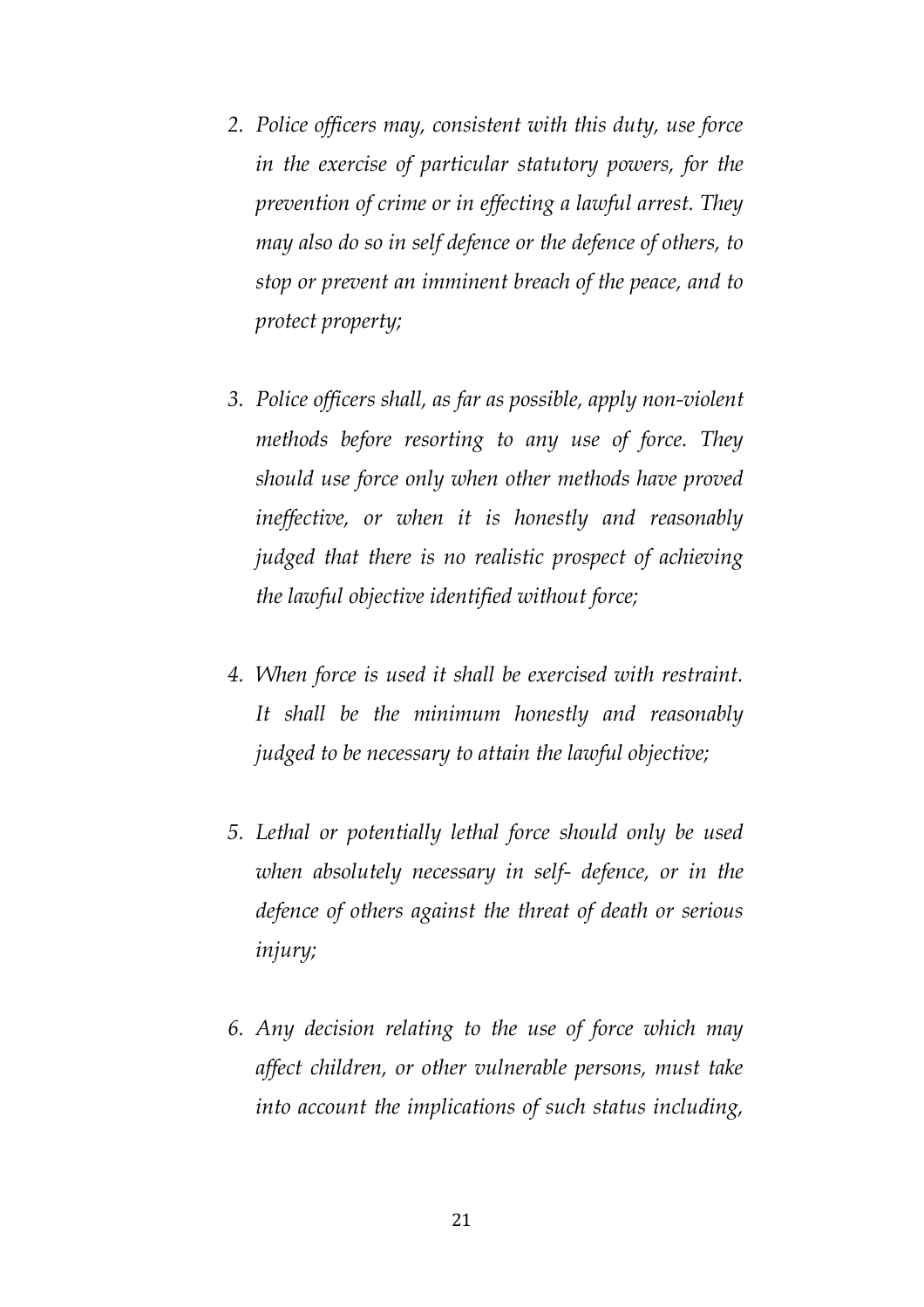2. *Police officers may, consistent with this duty, use force in the exercise of particular statutory powers, for the prevention of crime or in effecting a lawful arrest. They may also do so in self defence or the defence of others, to stop or prevent an imminent breach of the peace, and to protect property;*

3. *Police officers shall, as far as possible, apply non-violent methods before resorting to any use of force. They should use force only when other methods have proved ineffective, or when it is honestly and reasonably judged that there is no realistic prospect of achieving the lawful objective identified without force;*

4. *When force is used it shall be exercised with restraint. It shall be the minimum honestly and reasonably judged to be necessary to attain the lawful objective;*

5. *Lethal or potentially lethal force should only be used when absolutely necessary in self- defence, or in the defence of others against the threat of death or serious injury;*

6. *Any decision relating to the use of force which may affect children, or other vulnerable persons, must take into account the implications of such status including,*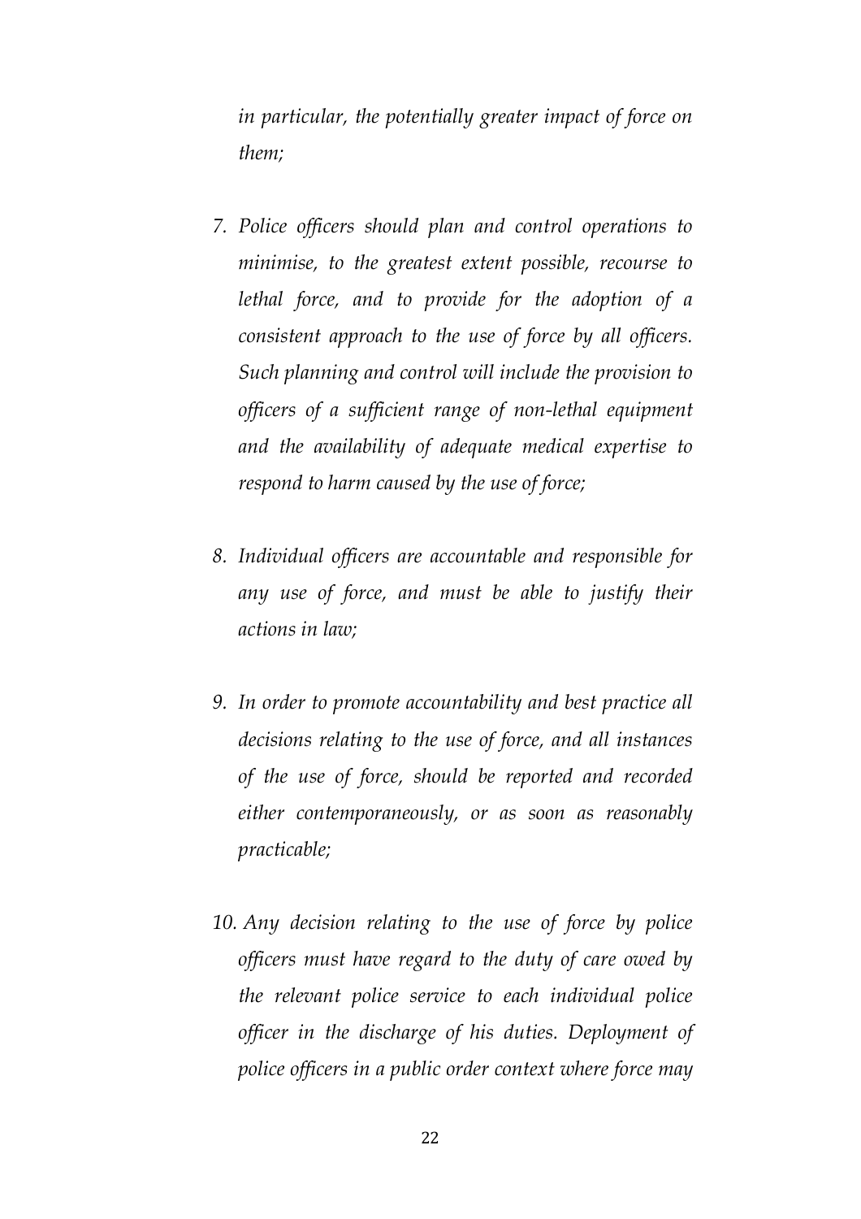*in particular, the potentially greater impact of force on them;*

7. *Police officers should plan and control operations to minimise, to the greatest extent possible, recourse to lethal force, and to provide for the adoption of a consistent approach to the use of force by all officers. Such planning and control will include the provision to officers of a sufficient range of non-lethal equipment and the availability of adequate medical expertise to respond to harm caused by the use of force;*

8. *Individual officers are accountable and responsible for any use of force, and must be able to justify their actions in law;*

9. *In order to promote accountability and best practice all decisions relating to the use of force, and all instances of the use of force, should be reported and recorded either contemporaneously, or as soon as reasonably practicable;*

10. *Any decision relating to the use of force by police officers must have regard to the duty of care owed by the relevant police service to each individual police officer in the discharge of his duties. Deployment of police officers in a public order context where force may*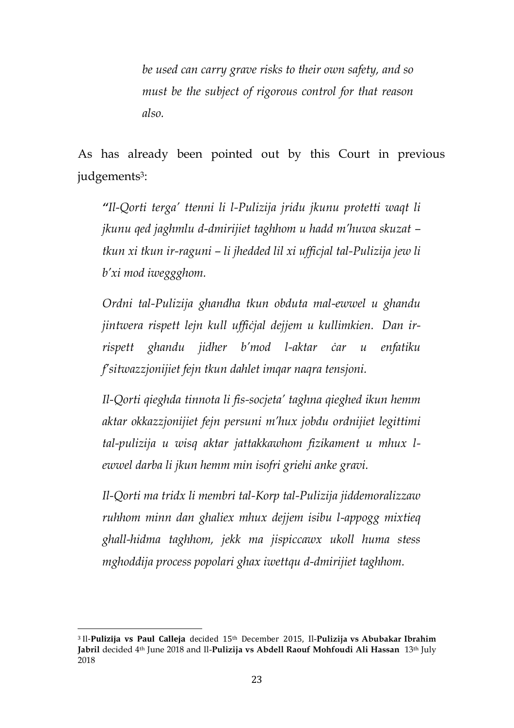> *be used can carry grave risks to their own safety, and so must be the subject of rigorous control for that reason also.*

As has already been pointed out by this Court in previous judgements[3]:

> ***"****Il-Qorti terga' ttenni li l-Pulizija jridu jkunu protetti waqt li jkunu qed jaghmlu d-dmirijiet taghhom u hadd m'huwa skuzat – tkun xi tkun ir-raguni – li jhedded lil xi ufficjal tal-Pulizija jew li b'xi mod iweggghom.*
>
> *Ordni tal-Pulizija ghandha tkun obduta mal-ewwel u ghandu jintwera rispett lejn kull uffiċjal dejjem u kullimkien. Dan ir-rispett ghandu jidher b'mod l-aktar ċar u enfatiku f'sitwazzjonijiet fejn tkun dahlet imqar naqra tensjoni.*
>
> *Il-Qorti qieghda tinnota li fis-socjeta' taghna qieghed ikun hemm aktar okkazzjonijiet fejn persuni m'hux jobdu ordnijiet legittimi tal-pulizija u wisq aktar jattakkawhom fizikament u mhux l-ewwel darba li jkun hemm min isofri griehi anke gravi.*
>
> *Il-Qorti ma tridx li membri tal-Korp tal-Pulizija jiddemoralizzaw ruhhom minn dan ghaliex mhux dejjem isibu l-appogg mixtieq ghall-hidma taghhom, jekk ma jispiccawx ukoll huma stess mghoddija process popolari ghax iwettqu d-dmirijiet taghhom.*

---

[3] Il-**Pulizija vs Paul Calleja** decided 15th December 2015, Il-**Pulizija vs Abubakar Ibrahim Jabril** decided 4th June 2018 and Il-**Pulizija vs Abdell Raouf Mohfoudi Ali Hassan** 13th July 2018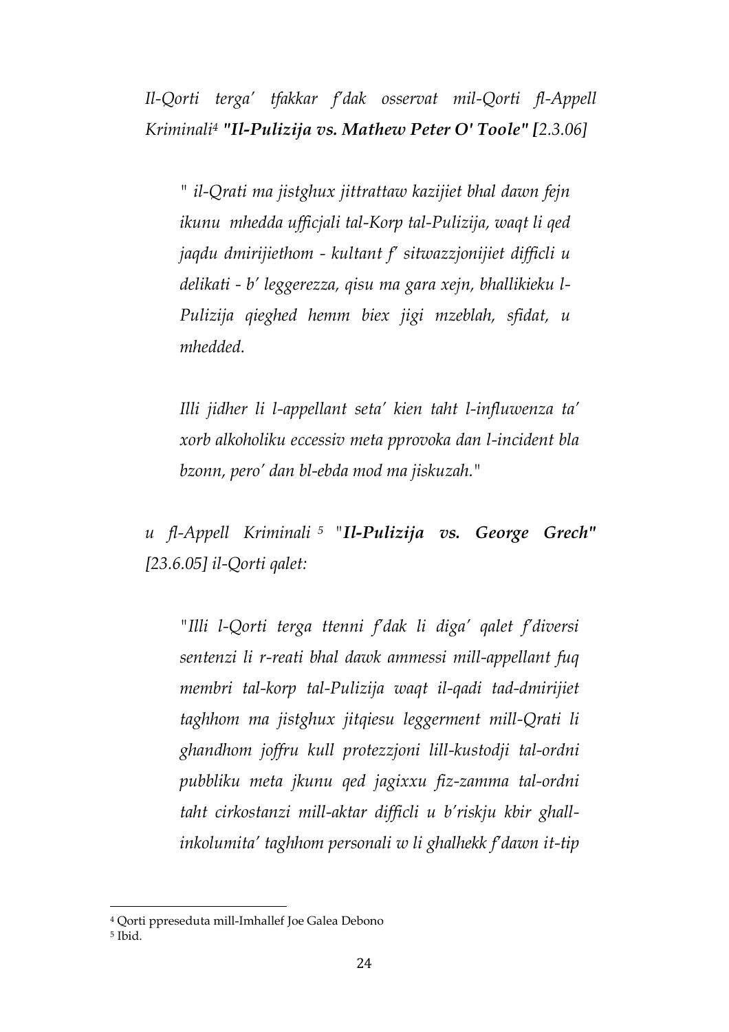*Il-Qorti terga' tfakkar f'dak osservat mil-Qorti fl-Appell Kriminali[4] **"Il-Pulizija vs. Mathew Peter O' Toole" [**2.3.06]*

> *" il-Qrati ma jistgħux jittrattaw kazijiet bhal dawn fejn ikunu mhedda ufficjali tal-Korp tal-Pulizija, waqt li qed jaqdu dmirijiethom - kultant f' sitwazzjonijiet difficli u delikati - b' leggerezza, qisu ma gara xejn, bhallikieku l-Pulizija qieghed hemm biex jigi mzeblah, sfidat, u mhedded.*
>
> *Illi jidher li l-appellant seta' kien taht l-influwenza ta' xorb alkoholiku eccessiv meta pprovoka dan l-incident bla bzonn, pero' dan bl-ebda mod ma jiskuzah."*

*u fl-Appell Kriminali [5] "**Il-Pulizija vs. George Grech"** [23.6.05] il-Qorti qalet:*

> *"Illi l-Qorti terga ttenni f'dak li diga' qalet f'diversi sentenzi li r-reati bhal dawk ammessi mill-appellant fuq membri tal-korp tal-Pulizija waqt il-qadi tad-dmirijiet taghhom ma jistghux jitqiesu leggerment mill-Qrati li ghandhom joffru kull protezzjoni lill-kustodji tal-ordni pubbliku meta jkunu qed jagixxu fiz-zamma tal-ordni taht cirkostanzi mill-aktar difficli u b'riskju kbir ghall-inkolumita' taghhom personali w li ghalhekk f'dawn it-tip*

[4] Qorti ppreseduta mill-Imhallef Joe Galea Debono

[5] Ibid.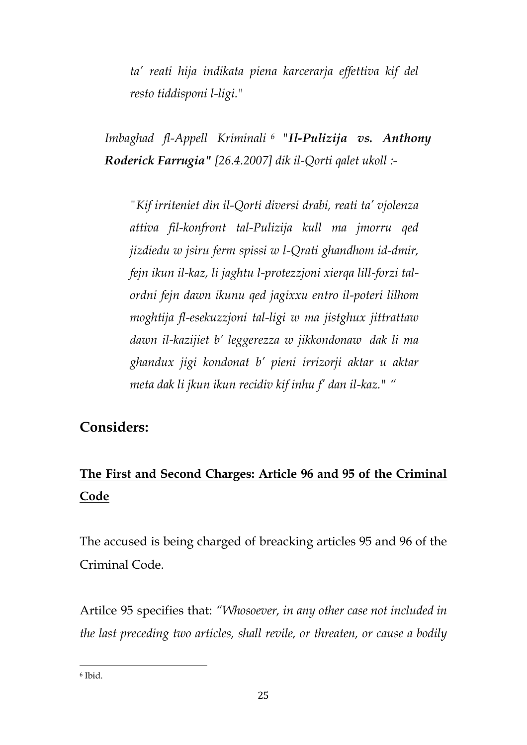*ta' reati hija indikata piena karcerarja effettiva kif del resto tiddisponi l-ligi."*

*Imbaghad fl-Appell Kriminali* [6] *"**Il-Pulizija vs. Anthony Roderick Farrugia**" [26.4.2007] dik il-Qorti qalet ukoll :-*

*"Kif irriteniet din il-Qorti diversi drabi, reati ta' vjolenza attiva fil-konfront tal-Pulizija kull ma jmorru qed jizdiedu w jsiru ferm spissi w l-Qrati ghandhom id-dmir, fejn ikun il-kaz, li jaghtu l-protezzjoni xierqa lill-forzi tal-ordni fejn dawn ikunu qed jagixxu entro il-poteri lilhom moghtija fl-esekuzzjoni tal-ligi w ma jistghux jittrattaw dawn il-kazijiet b' leggerezza w jikkondonaw dak li ma ghandux jigi kondonat b' pieni irrizorji aktar u aktar meta dak li jkun ikun recidiv kif inhu f' dan il-kaz." "*

## Considers:

### The First and Second Charges: Article 96 and 95 of the Criminal Code

The accused is being charged of breacking articles 95 and 96 of the Criminal Code.

Artilce 95 specifies that: *"Whosoever, in any other case not included in the last preceding two articles, shall revile, or threaten, or cause a bodily*

[6] Ibid.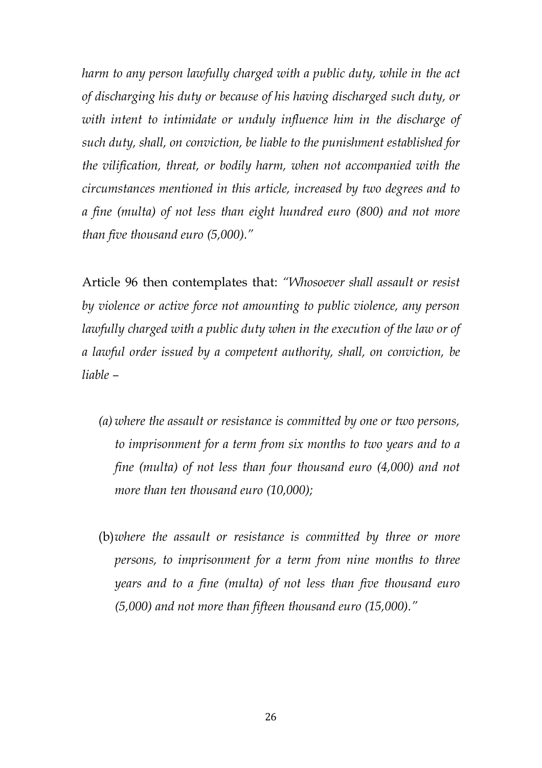*harm to any person lawfully charged with a public duty, while in the act of discharging his duty or because of his having discharged such duty, or with intent to intimidate or unduly influence him in the discharge of such duty, shall, on conviction, be liable to the punishment established for the vilification, threat, or bodily harm, when not accompanied with the circumstances mentioned in this article, increased by two degrees and to a fine (multa) of not less than eight hundred euro (800) and not more than five thousand euro (5,000)."*

Article 96 then contemplates that: *"Whosoever shall assault or resist by violence or active force not amounting to public violence, any person lawfully charged with a public duty when in the execution of the law or of a lawful order issued by a competent authority, shall, on conviction, be liable –*

*(a) where the assault or resistance is committed by one or two persons, to imprisonment for a term from six months to two years and to a fine (multa) of not less than four thousand euro (4,000) and not more than ten thousand euro (10,000);*

(b) *where the assault or resistance is committed by three or more persons, to imprisonment for a term from nine months to three years and to a fine (multa) of not less than five thousand euro (5,000) and not more than fifteen thousand euro (15,000)."*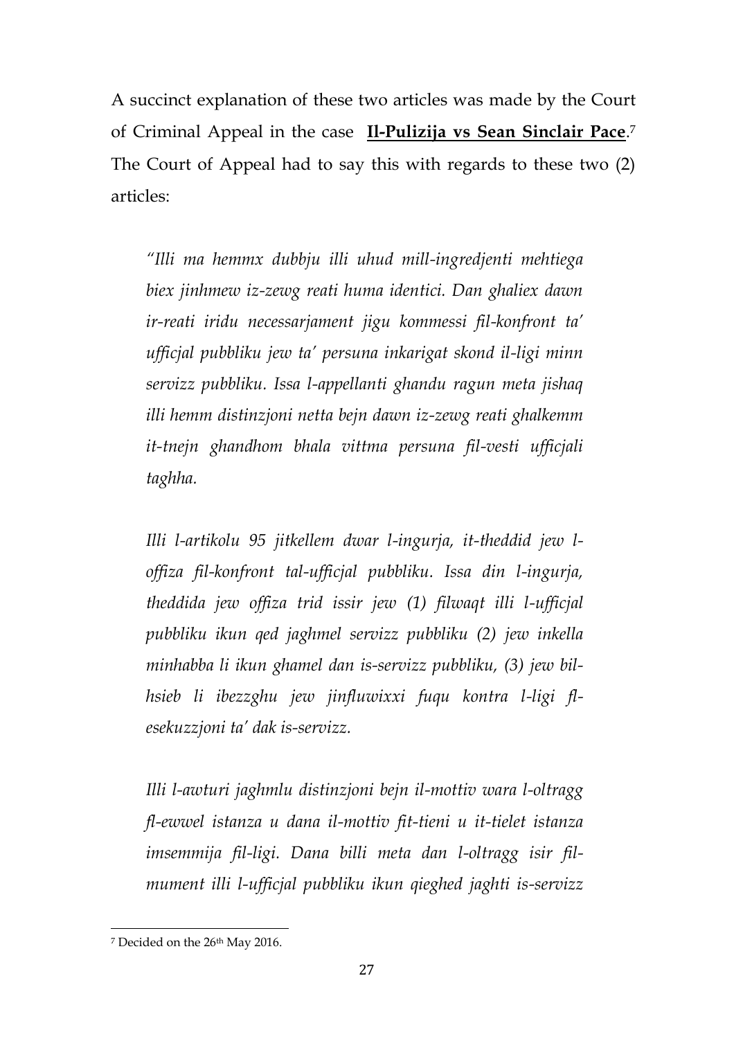A succinct explanation of these two articles was made by the Court of Criminal Appeal in the case **Il-Pulizija vs Sean Sinclair Pace**.[7] The Court of Appeal had to say this with regards to these two (2) articles:

> *"Illi ma hemmx dubbju illi uhud mill-ingredjenti mehtiega biex jinhmew iz-zewg reati huma identici. Dan ghaliex dawn ir-reati iridu necessarjament jigu kommessi fil-konfront ta' ufficjal pubbliku jew ta' persuna inkarigat skond il-ligi minn servizz pubbliku. Issa l-appellanti ghandu ragun meta jishaq illi hemm distinzjoni netta bejn dawn iz-zewg reati ghalkemm it-tnejn ghandhom bhala vittma persuna fil-vesti ufficjali taghha.*
>
> *Illi l-artikolu 95 jitkellem dwar l-ingurja, it-theddid jew l-offiza fil-konfront tal-ufficjal pubbliku. Issa din l-ingurja, theddida jew offiza trid issir jew (1) filwaqt illi l-ufficjal pubbliku ikun qed jaghmel servizz pubbliku (2) jew inkella minhabba li ikun ghamel dan is-servizz pubbliku, (3) jew bil-hsieb li ibezzghu jew jinfluwixxi fuqu kontra l-ligi fl-esekuzzjoni ta' dak is-servizz.*
>
> *Illi l-awturi jaghmlu distinzjoni bejn il-mottiv wara l-oltragg fl-ewwel istanza u dana il-mottiv fit-tieni u it-tielet istanza imsemmija fil-ligi. Dana billi meta dan l-oltragg isir fil-mument illi l-ufficjal pubbliku ikun qieghed jaghti is-servizz*

[7] Decided on the 26th May 2016.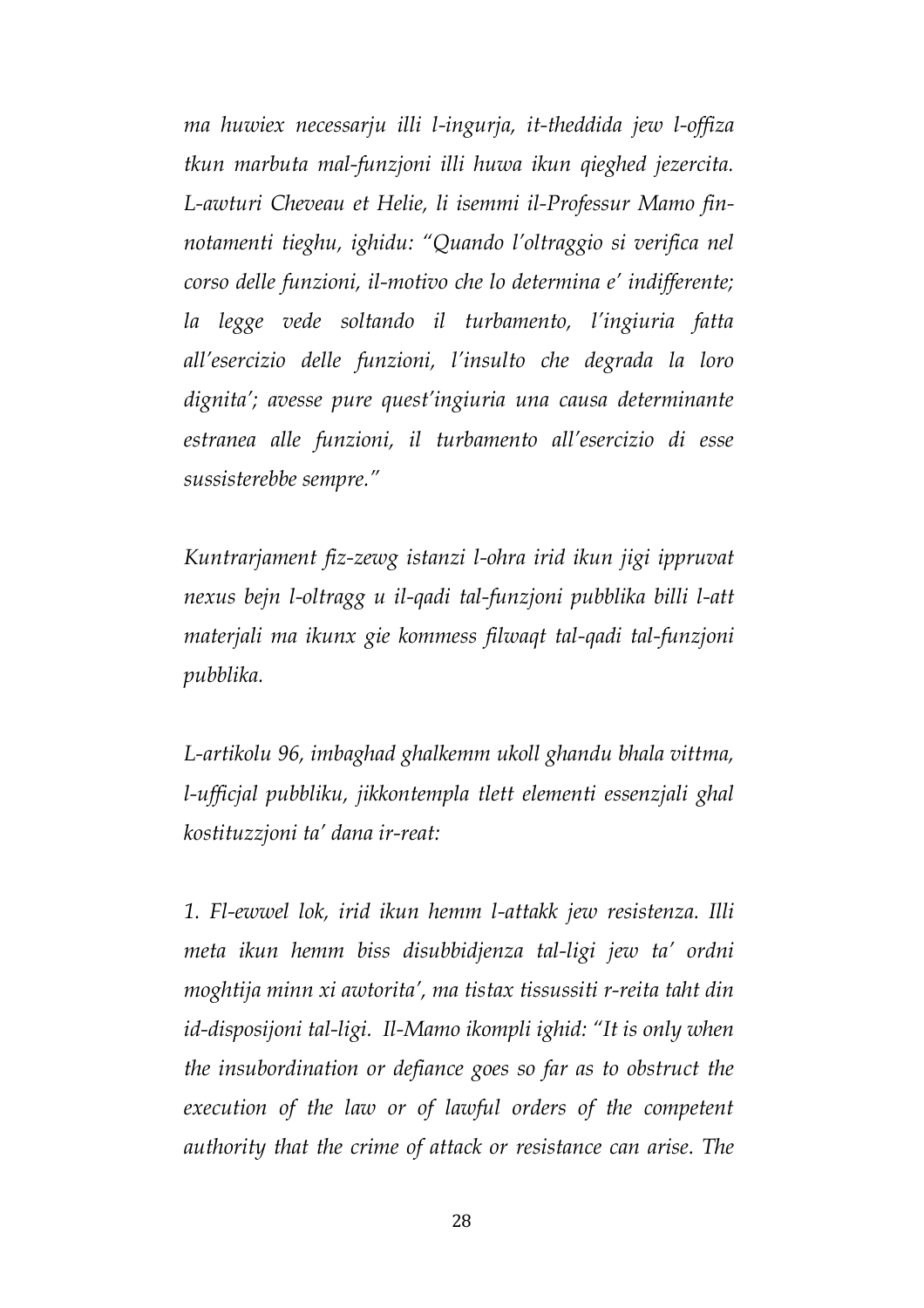*ma huwiex necessarju illi l-ingurja, it-theddida jew l-offiza tkun marbuta mal-funzjoni illi huwa ikun qieghed jezercita. L-awturi Cheveau et Helie, li isemmi il-Professur Mamo fin-notamenti tieghu, ighidu: "Quando l'oltraggio si verifica nel corso delle funzioni, il-motivo che lo determina e' indifferente; la legge vede soltando il turbamento, l'ingiuria fatta all'esercizio delle funzioni, l'insulto che degrada la loro dignita'; avesse pure quest'ingiuria una causa determinante estranea alle funzioni, il turbamento all'esercizio di esse sussisterebbe sempre."*

*Kuntrarjament fiz-zewg istanzi l-ohra irid ikun jigi ippruvat nexus bejn l-oltragg u il-qadi tal-funzjoni pubblika billi l-att materjali ma ikunx gie kommess filwaqt tal-qadi tal-funzjoni pubblika.*

*L-artikolu 96, imbaghad ghalkemm ukoll ghandu bhala vittma, l-ufficjal pubbliku, jikkontempla tlett elementi essenzjali ghal kostituzzjoni ta' dana ir-reat:*

*1. Fl-ewwel lok, irid ikun hemm l-attakk jew resistenza. Illi meta ikun hemm biss disubbidjenza tal-ligi jew ta' ordni moghtija minn xi awtorita', ma tistax tissussiti r-reita taht din id-disposijoni tal-ligi. Il-Mamo ikompli ighid: "It is only when the insubordination or defiance goes so far as to obstruct the execution of the law or of lawful orders of the competent authority that the crime of attack or resistance can arise. The*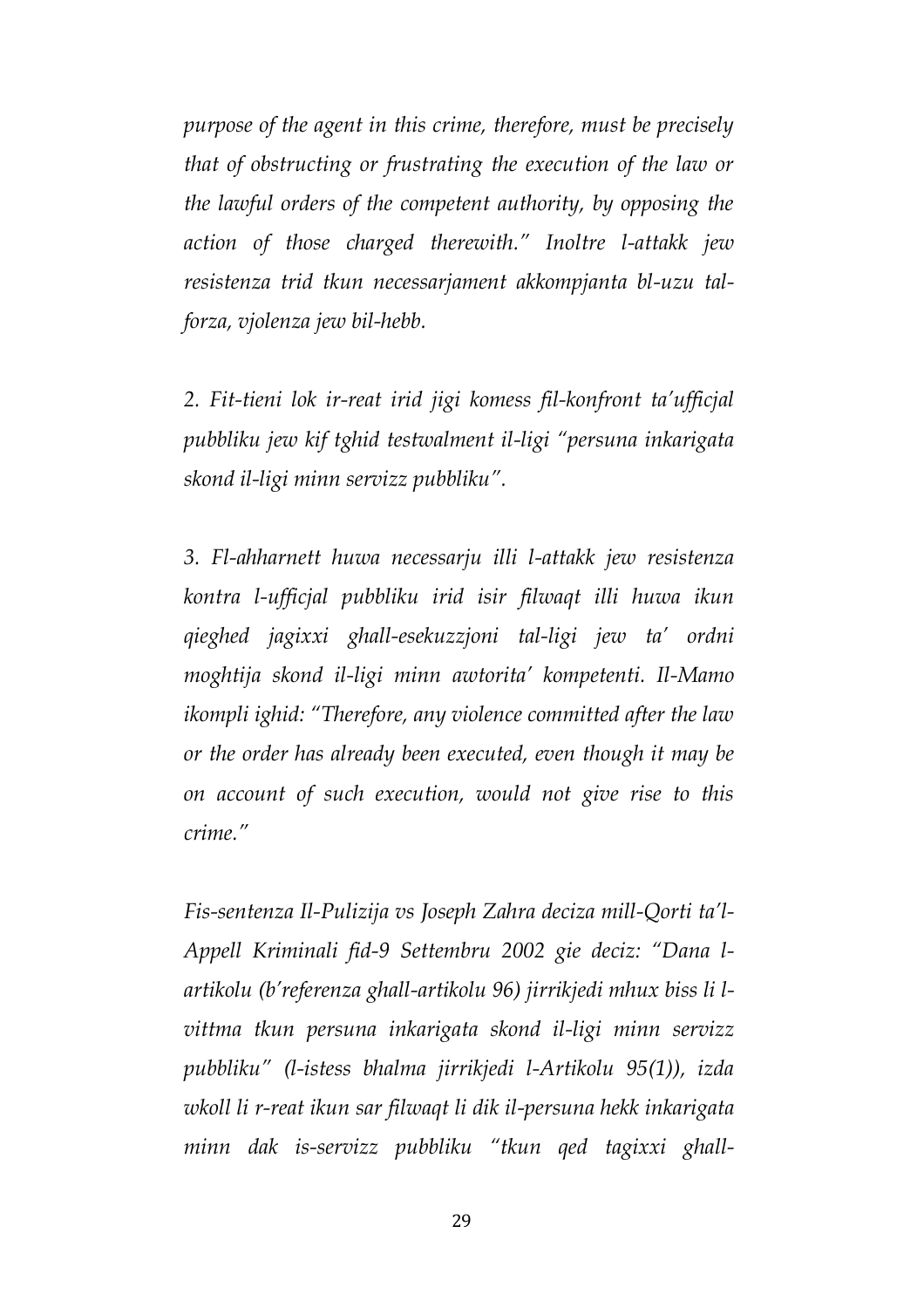*purpose of the agent in this crime, therefore, must be precisely that of obstructing or frustrating the execution of the law or the lawful orders of the competent authority, by opposing the action of those charged therewith." Inoltre l-attakk jew resistenza trid tkun necessarjament akkompjanta bl-uzu tal-forza, vjolenza jew bil-hebb.*

*2. Fit-tieni lok ir-reat irid jigi komess fil-konfront ta'ufficjal pubbliku jew kif tghid testwalment il-ligi "persuna inkarigata skond il-ligi minn servizz pubbliku".*

*3. Fl-ahharnett huwa necessarju illi l-attakk jew resistenza kontra l-ufficjal pubbliku irid isir filwaqt illi huwa ikun qieghed jagixxi ghall-esekuzzjoni tal-ligi jew ta' ordni moghtija skond il-ligi minn awtorita' kompetenti. Il-Mamo ikompli ighid: "Therefore, any violence committed after the law or the order has already been executed, even though it may be on account of such execution, would not give rise to this crime."*

*Fis-sentenza Il-Pulizija vs Joseph Zahra deciza mill-Qorti ta'l-Appell Kriminali fid-9 Settembru 2002 gie deciz: "Dana l-artikolu (b'referenza ghall-artikolu 96) jirrikjedi mhux biss li l-vittma tkun persuna inkarigata skond il-ligi minn servizz pubbliku" (l-istess bhalma jirrikjedi l-Artikolu 95(1)), izda wkoll li r-reat ikun sar filwaqt li dik il-persuna hekk inkarigata minn dak is-servizz pubbliku "tkun qed tagixxi ghall-*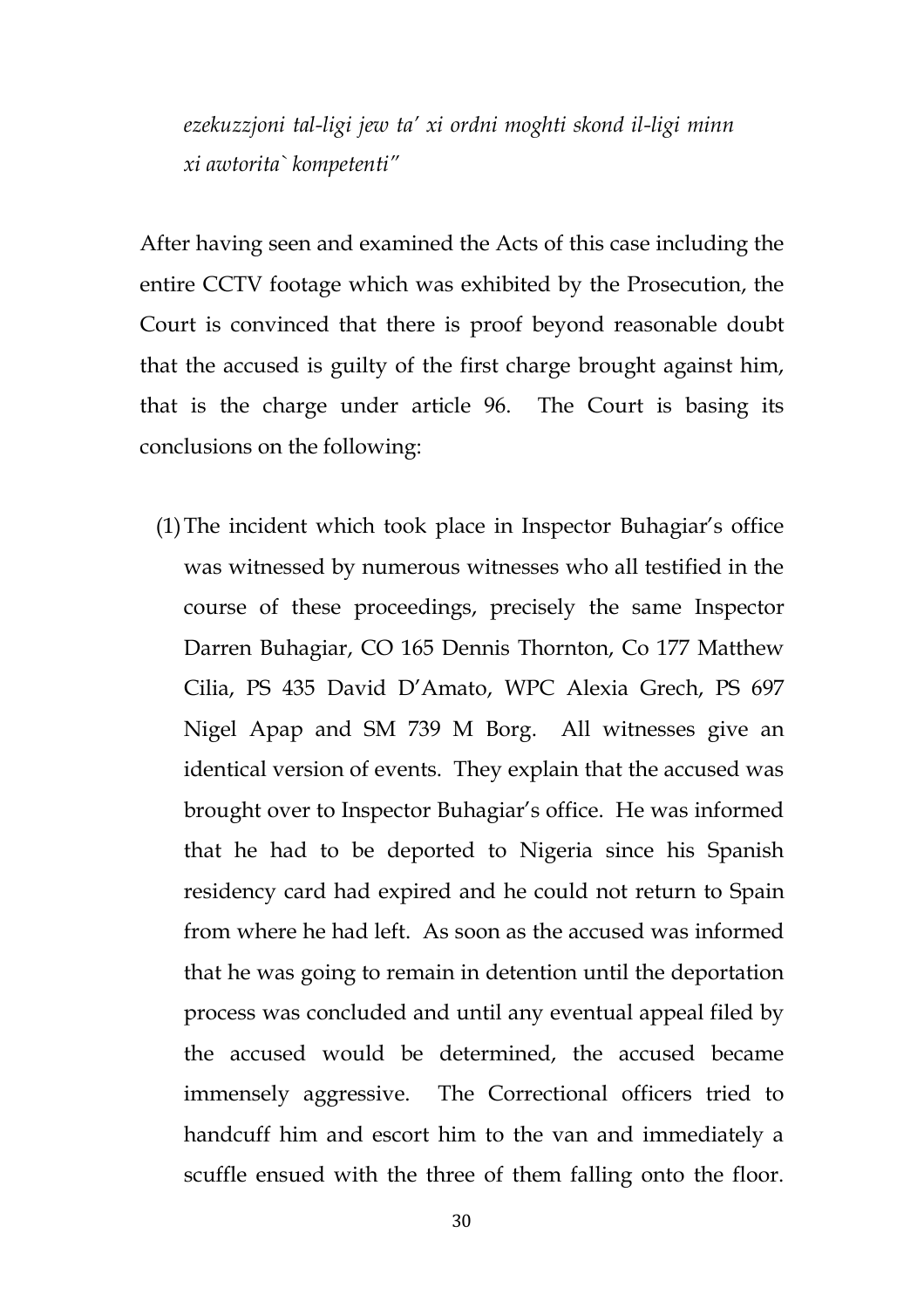*ezekuzzjoni tal-ligi jew ta' xi ordni moghti skond il-ligi minn xi awtorita` kompetenti"*

After having seen and examined the Acts of this case including the entire CCTV footage which was exhibited by the Prosecution, the Court is convinced that there is proof beyond reasonable doubt that the accused is guilty of the first charge brought against him, that is the charge under article 96. The Court is basing its conclusions on the following:

(1) The incident which took place in Inspector Buhagiar's office was witnessed by numerous witnesses who all testified in the course of these proceedings, precisely the same Inspector Darren Buhagiar, CO 165 Dennis Thornton, Co 177 Matthew Cilia, PS 435 David D'Amato, WPC Alexia Grech, PS 697 Nigel Apap and SM 739 M Borg. All witnesses give an identical version of events. They explain that the accused was brought over to Inspector Buhagiar's office. He was informed that he had to be deported to Nigeria since his Spanish residency card had expired and he could not return to Spain from where he had left. As soon as the accused was informed that he was going to remain in detention until the deportation process was concluded and until any eventual appeal filed by the accused would be determined, the accused became immensely aggressive. The Correctional officers tried to handcuff him and escort him to the van and immediately a scuffle ensued with the three of them falling onto the floor.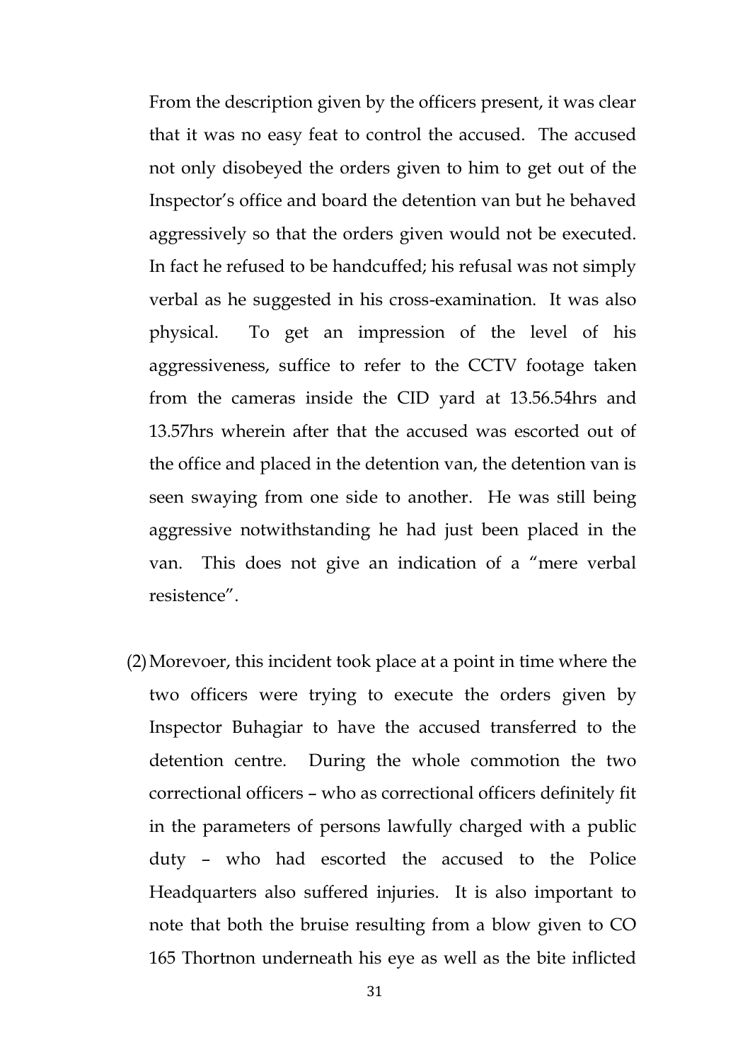From the description given by the officers present, it was clear that it was no easy feat to control the accused. The accused not only disobeyed the orders given to him to get out of the Inspector's office and board the detention van but he behaved aggressively so that the orders given would not be executed. In fact he refused to be handcuffed; his refusal was not simply verbal as he suggested in his cross-examination. It was also physical. To get an impression of the level of his aggressiveness, suffice to refer to the CCTV footage taken from the cameras inside the CID yard at 13.56.54hrs and 13.57hrs wherein after that the accused was escorted out of the office and placed in the detention van, the detention van is seen swaying from one side to another. He was still being aggressive notwithstanding he had just been placed in the van. This does not give an indication of a "mere verbal resistence".

(2) Morevoer, this incident took place at a point in time where the two officers were trying to execute the orders given by Inspector Buhagiar to have the accused transferred to the detention centre. During the whole commotion the two correctional officers – who as correctional officers definitely fit in the parameters of persons lawfully charged with a public duty – who had escorted the accused to the Police Headquarters also suffered injuries. It is also important to note that both the bruise resulting from a blow given to CO 165 Thortnon underneath his eye as well as the bite inflicted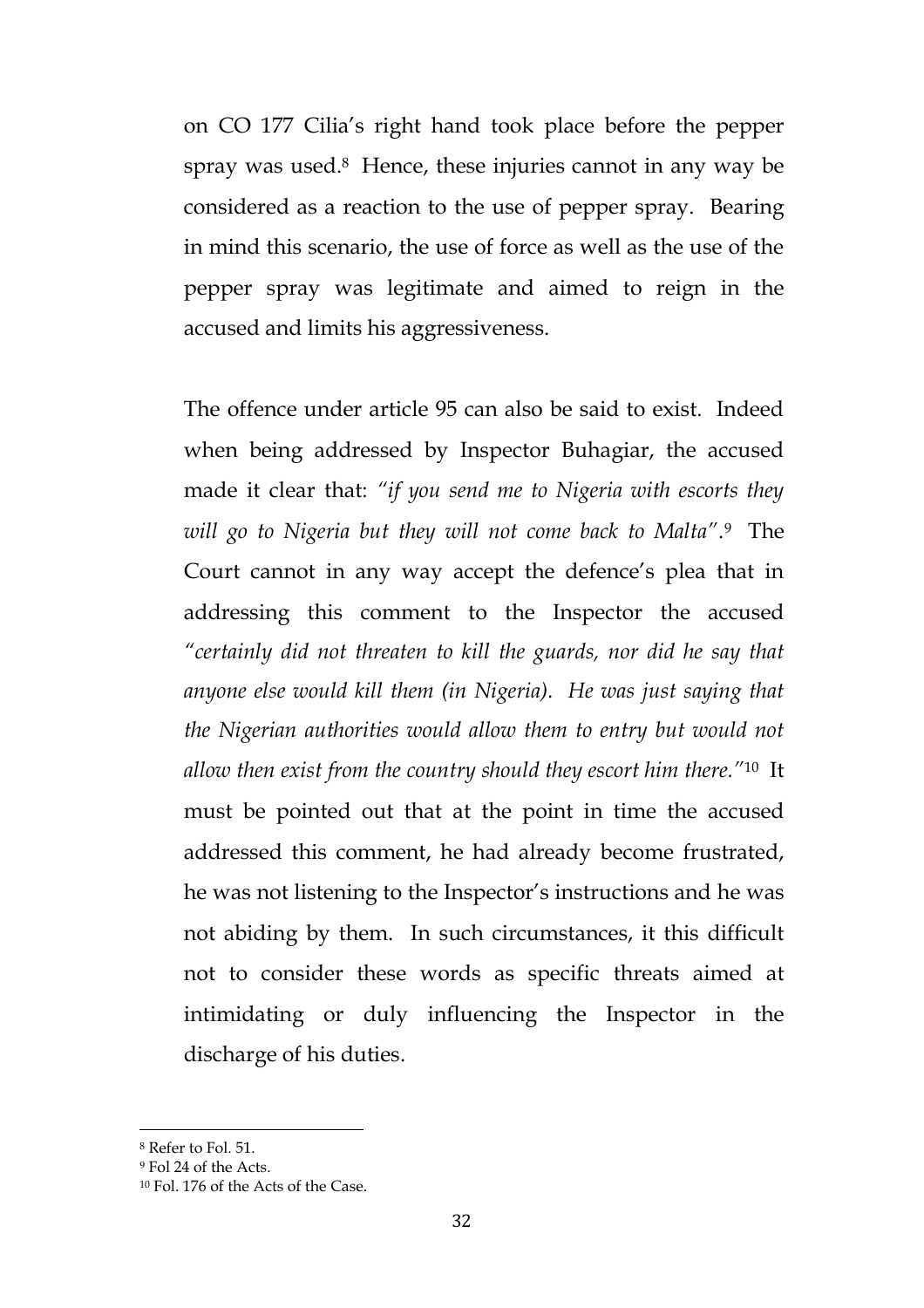on CO 177 Cilia's right hand took place before the pepper spray was used.[8] Hence, these injuries cannot in any way be considered as a reaction to the use of pepper spray. Bearing in mind this scenario, the use of force as well as the use of the pepper spray was legitimate and aimed to reign in the accused and limits his aggressiveness.

The offence under article 95 can also be said to exist. Indeed when being addressed by Inspector Buhagiar, the accused made it clear that: *"if you send me to Nigeria with escorts they will go to Nigeria but they will not come back to Malta"*.[9] The Court cannot in any way accept the defence's plea that in addressing this comment to the Inspector the accused *"certainly did not threaten to kill the guards, nor did he say that anyone else would kill them (in Nigeria). He was just saying that the Nigerian authorities would allow them to entry but would not allow then exist from the country should they escort him there."*[10] It must be pointed out that at the point in time the accused addressed this comment, he had already become frustrated, he was not listening to the Inspector's instructions and he was not abiding by them. In such circumstances, it this difficult not to consider these words as specific threats aimed at intimidating or duly influencing the Inspector in the discharge of his duties.

---

[8] Refer to Fol. 51.

[9] Fol 24 of the Acts.

[10] Fol. 176 of the Acts of the Case.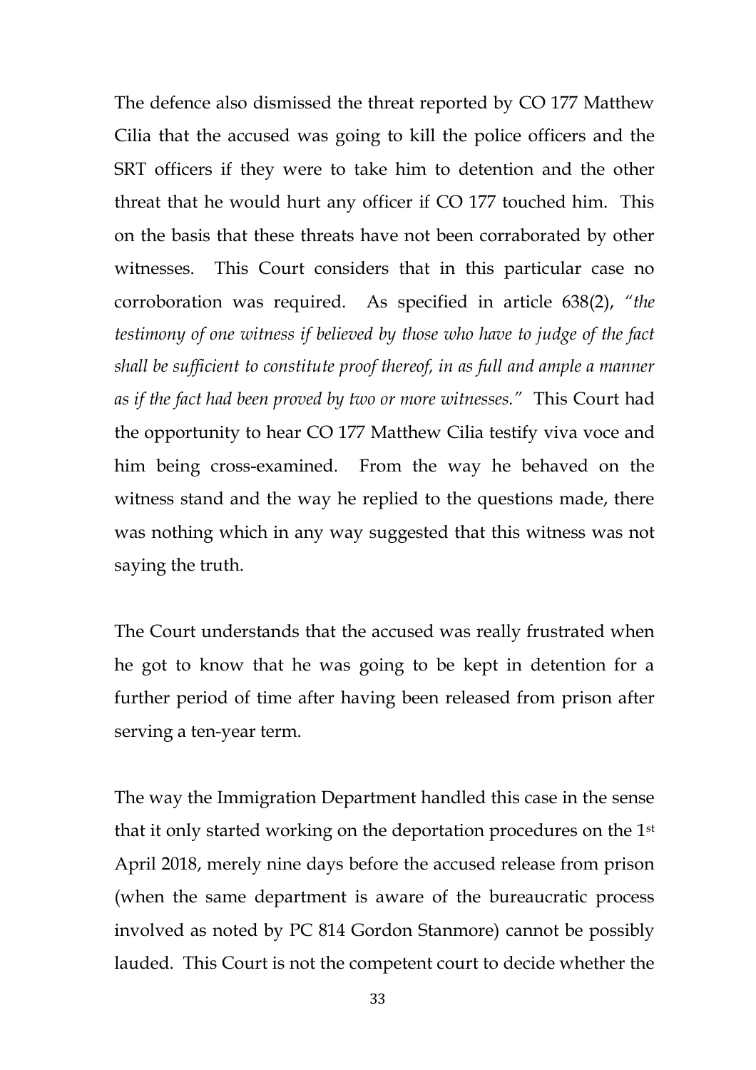The defence also dismissed the threat reported by CO 177 Matthew Cilia that the accused was going to kill the police officers and the SRT officers if they were to take him to detention and the other threat that he would hurt any officer if CO 177 touched him. This on the basis that these threats have not been corraborated by other witnesses. This Court considers that in this particular case no corroboration was required. As specified in article 638(2), *"the testimony of one witness if believed by those who have to judge of the fact shall be sufficient to constitute proof thereof, in as full and ample a manner as if the fact had been proved by two or more witnesses."* This Court had the opportunity to hear CO 177 Matthew Cilia testify viva voce and him being cross-examined. From the way he behaved on the witness stand and the way he replied to the questions made, there was nothing which in any way suggested that this witness was not saying the truth.

The Court understands that the accused was really frustrated when he got to know that he was going to be kept in detention for a further period of time after having been released from prison after serving a ten-year term.

The way the Immigration Department handled this case in the sense that it only started working on the deportation procedures on the 1st April 2018, merely nine days before the accused release from prison (when the same department is aware of the bureaucratic process involved as noted by PC 814 Gordon Stanmore) cannot be possibly lauded. This Court is not the competent court to decide whether the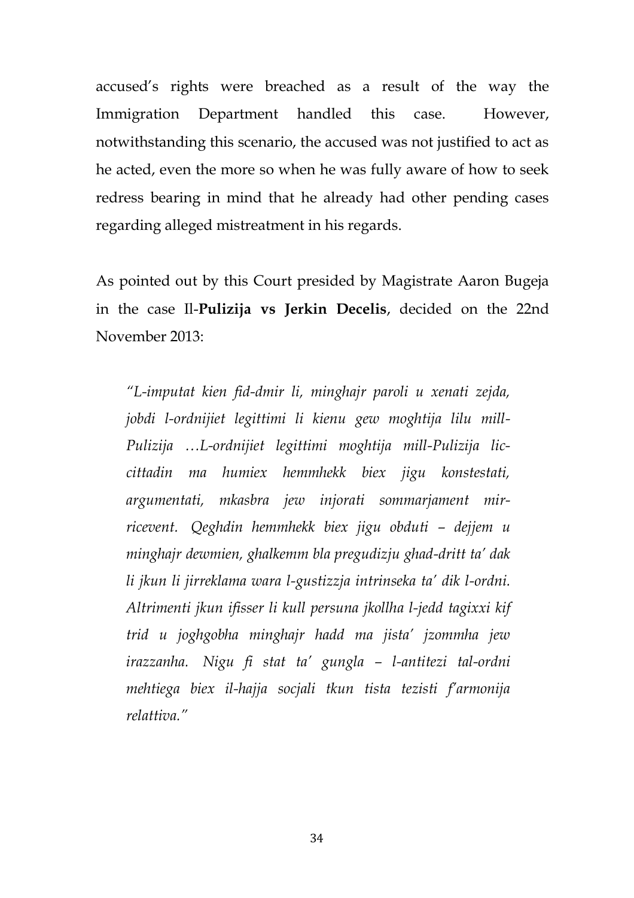accused's rights were breached as a result of the way the Immigration Department handled this case. However, notwithstanding this scenario, the accused was not justified to act as he acted, even the more so when he was fully aware of how to seek redress bearing in mind that he already had other pending cases regarding alleged mistreatment in his regards.

As pointed out by this Court presided by Magistrate Aaron Bugeja in the case Il-**Pulizija vs Jerkin Decelis**, decided on the 22nd November 2013:

> *"L-imputat kien fid-dmir li, minghajr paroli u xenati zejda, jobdi l-ordnijiet legittimi li kienu gew moghtija lilu mill-Pulizija …L-ordnijiet legittimi moghtija mill-Pulizija lic-cittadin ma humiex hemmhekk biex jigu konstestati, argumentati, mkasbra jew injorati sommarjament mir-ricevent. Qeghdin hemmhekk biex jigu obduti – dejjem u minghajr dewmien, ghalkemm bla pregudizju ghad-dritt ta' dak li jkun li jirreklama wara l-gustizzja intrinseka ta' dik l-ordni. Altrimenti jkun ifisser li kull persuna jkollha l-jedd tagixxi kif trid u joghgobha minghajr hadd ma jista' jzommha jew irazzanha. Nigu fi stat ta' gungla – l-antitezi tal-ordni mehtiega biex il-hajja socjali tkun tista tezisti f'armonija relattiva."*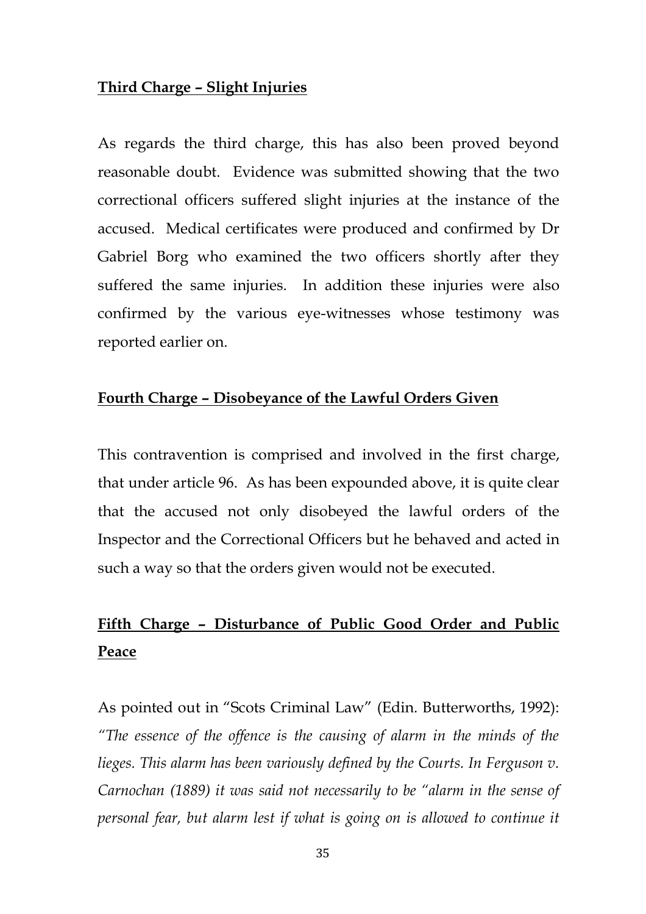**Third Charge – Slight Injuries**

As regards the third charge, this has also been proved beyond reasonable doubt. Evidence was submitted showing that the two correctional officers suffered slight injuries at the instance of the accused. Medical certificates were produced and confirmed by Dr Gabriel Borg who examined the two officers shortly after they suffered the same injuries. In addition these injuries were also confirmed by the various eye-witnesses whose testimony was reported earlier on.

**Fourth Charge – Disobeyance of the Lawful Orders Given**

This contravention is comprised and involved in the first charge, that under article 96. As has been expounded above, it is quite clear that the accused not only disobeyed the lawful orders of the Inspector and the Correctional Officers but he behaved and acted in such a way so that the orders given would not be executed.

**Fifth Charge – Disturbance of Public Good Order and Public Peace**

As pointed out in "Scots Criminal Law" (Edin. Butterworths, 1992): *"The essence of the offence is the causing of alarm in the minds of the lieges. This alarm has been variously defined by the Courts. In Ferguson v. Carnochan (1889) it was said not necessarily to be "alarm in the sense of personal fear, but alarm lest if what is going on is allowed to continue it*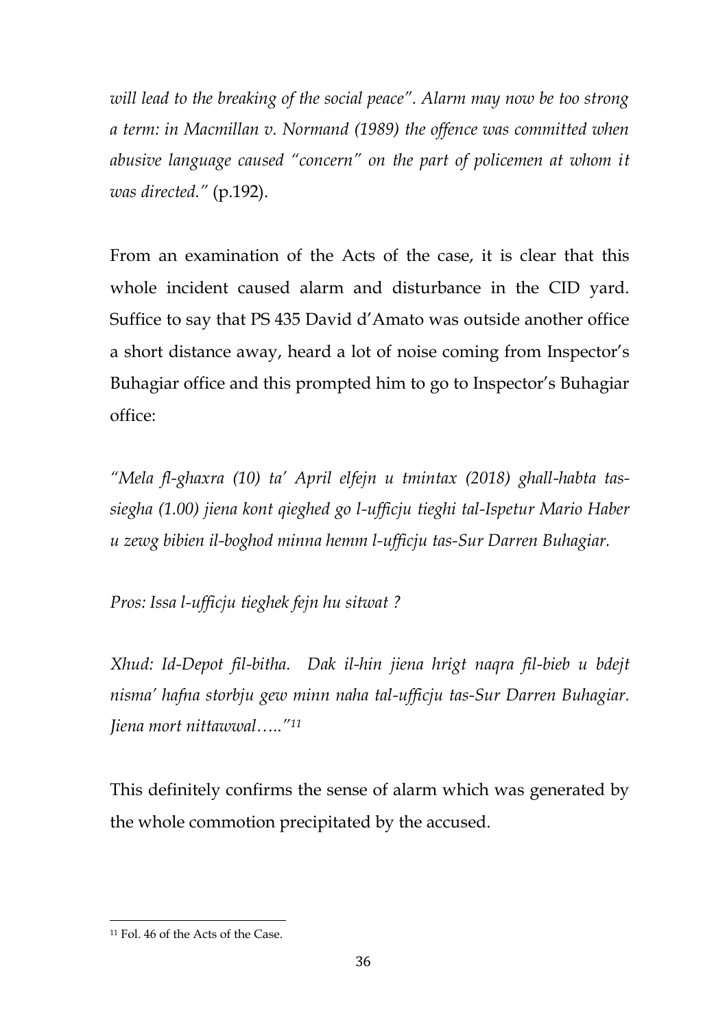*will lead to the breaking of the social peace". Alarm may now be too strong a term: in Macmillan v. Normand (1989) the offence was committed when abusive language caused "concern" on the part of policemen at whom it was directed."* (p.192).

From an examination of the Acts of the case, it is clear that this whole incident caused alarm and disturbance in the CID yard. Suffice to say that PS 435 David d'Amato was outside another office a short distance away, heard a lot of noise coming from Inspector's Buhagiar office and this prompted him to go to Inspector's Buhagiar office:

*"Mela fl-ghaxra (10) ta' April elfejn u tmintax (2018) ghall-habta tas-siegha (1.00) jiena kont qieghed go l-ufficju tieghi tal-Ispetur Mario Haber u zewg bibien il-boghod minna hemm l-ufficju tas-Sur Darren Buhagiar.*

*Pros: Issa l-ufficju tieghek fejn hu sitwat ?*

*Xhud: Id-Depot fil-bitha. Dak il-hin jiena hrigt naqra fil-bieb u bdejt nisma' hafna storbju gew minn naha tal-ufficju tas-Sur Darren Buhagiar. Jiena mort nittawwal….."*[11]

This definitely confirms the sense of alarm which was generated by the whole commotion precipitated by the accused.

[11] Fol. 46 of the Acts of the Case.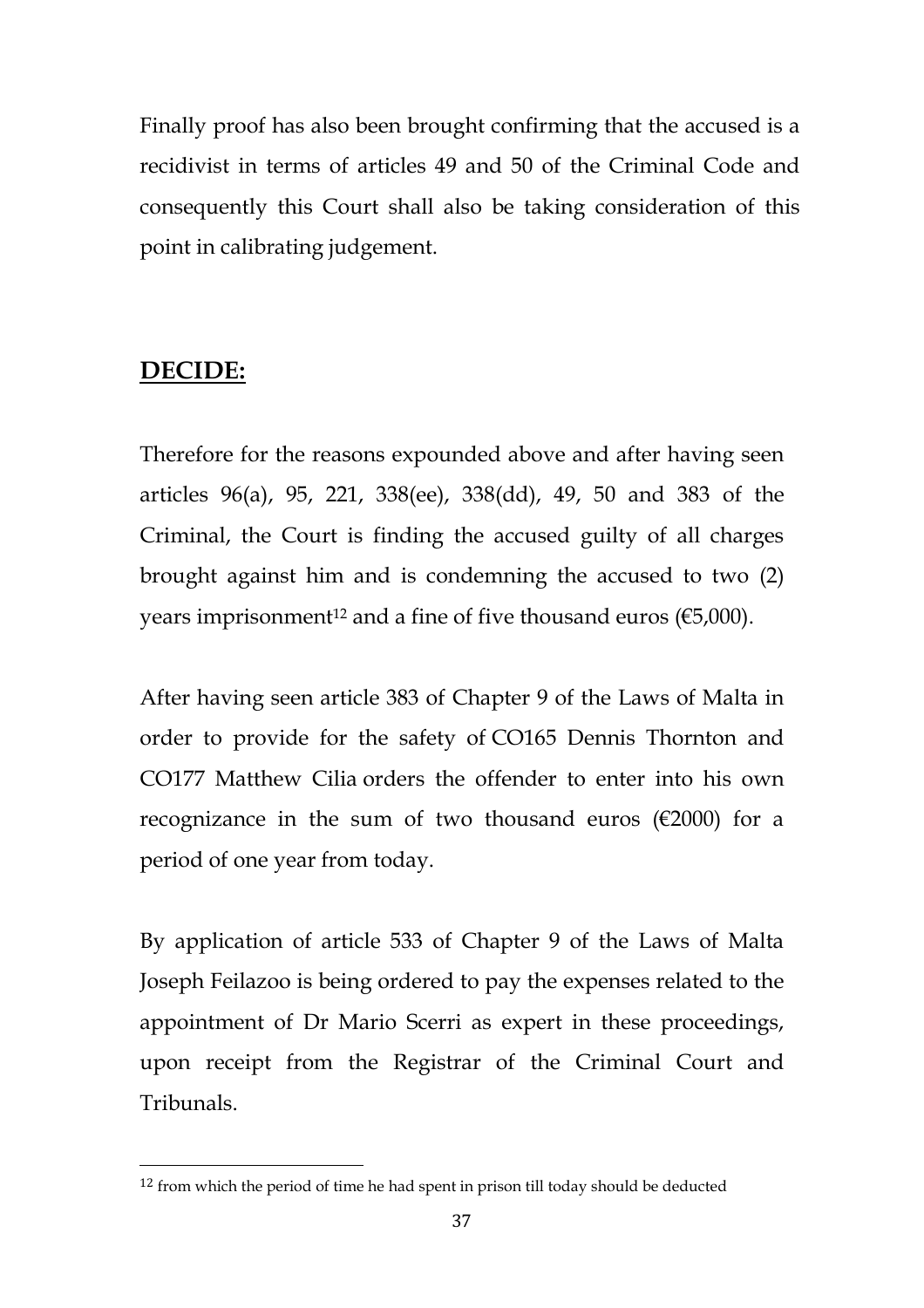Finally proof has also been brought confirming that the accused is a recidivist in terms of articles 49 and 50 of the Criminal Code and consequently this Court shall also be taking consideration of this point in calibrating judgement.

## **DECIDE:**

Therefore for the reasons expounded above and after having seen articles 96(a), 95, 221, 338(ee), 338(dd), 49, 50 and 383 of the Criminal, the Court is finding the accused guilty of all charges brought against him and is condemning the accused to two (2) years imprisonment[12] and a fine of five thousand euros (€5,000).

After having seen article 383 of Chapter 9 of the Laws of Malta in order to provide for the safety of CO165 Dennis Thornton and CO177 Matthew Cilia orders the offender to enter into his own recognizance in the sum of two thousand euros (€2000) for a period of one year from today.

By application of article 533 of Chapter 9 of the Laws of Malta Joseph Feilazoo is being ordered to pay the expenses related to the appointment of Dr Mario Scerri as expert in these proceedings, upon receipt from the Registrar of the Criminal Court and Tribunals.

---

[12] from which the period of time he had spent in prison till today should be deducted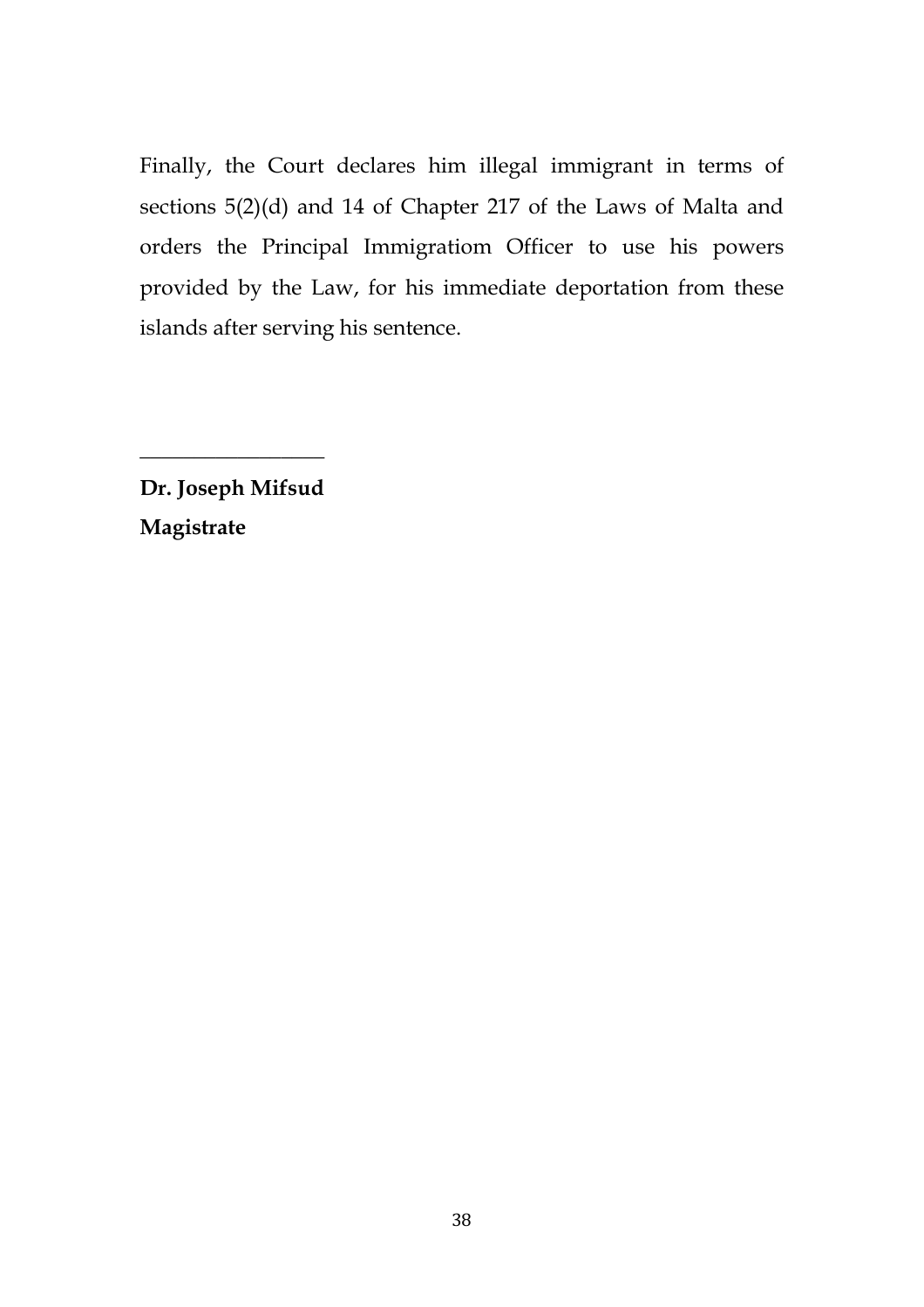Finally, the Court declares him illegal immigrant in terms of sections 5(2)(d) and 14 of Chapter 217 of the Laws of Malta and orders the Principal Immigratiom Officer to use his powers provided by the Law, for his immediate deportation from these islands after serving his sentence.

\_\_\_\_\_\_\_\_\_\_\_\_\_\_\_\_\_\_

**Dr. Joseph Mifsud**

**Magistrate**